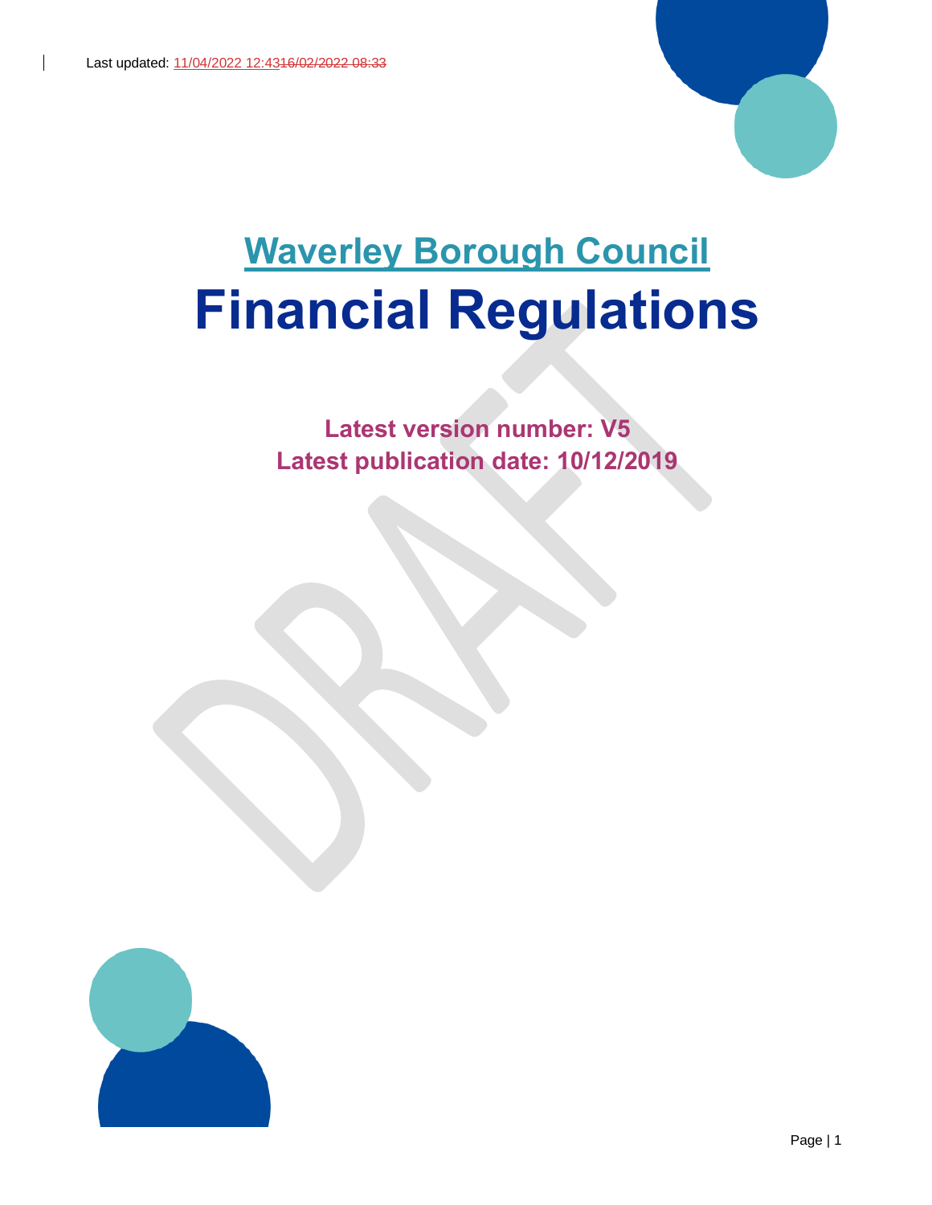Last updated: 11/04/2022 12:4316/02/2022 08:33

# Waverley Borough Council

# Financial Regulations

**Latest version number: V5**

**Latest publication date: 10/12/2019**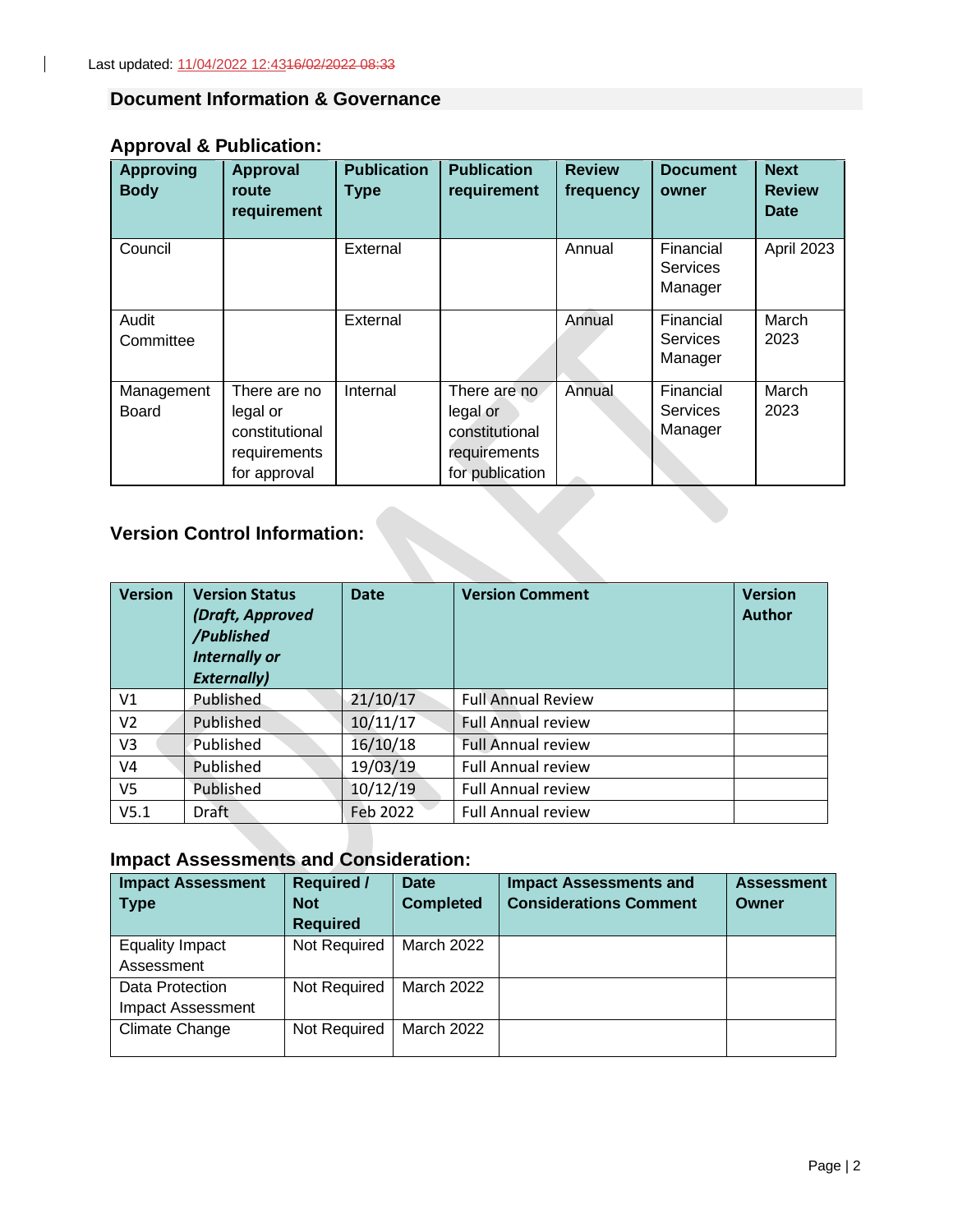Last updated: 11/04/2022 12:4316/02/2022 08:33

## Document Information & Governance

### Approval & Publication:

| Approving Body | Approval route requirement | Publication Type | Publication requirement | Review frequency | Document owner | Next Review Date |
|---|---|---|---|---|---|---|
| Council | | External | | Annual | Financial Services Manager | April 2023 |
| Audit Committee | | External | | Annual | Financial Services Manager | March 2023 |
| Management Board | There are no legal or constitutional requirements for approval | Internal | There are no legal or constitutional requirements for publication | Annual | Financial Services Manager | March 2023 |

### Version Control Information:

| Version | Version Status *(Draft, Approved /Published Internally or Externally)* | Date | Version Comment | Version Author |
|---|---|---|---|---|
| V1 | Published | 21/10/17 | Full Annual Review | |
| V2 | Published | 10/11/17 | Full Annual review | |
| V3 | Published | 16/10/18 | Full Annual review | |
| V4 | Published | 19/03/19 | Full Annual review | |
| V5 | Published | 10/12/19 | Full Annual review | |
| V5.1 | Draft | Feb 2022 | Full Annual review | |

### Impact Assessments and Consideration:

| Impact Assessment Type | Required / Not Required | Date Completed | Impact Assessments and Considerations Comment | Assessment Owner |
|---|---|---|---|---|
| Equality Impact Assessment | Not Required | March 2022 | | |
| Data Protection Impact Assessment | Not Required | March 2022 | | |
| Climate Change | Not Required | March 2022 | | |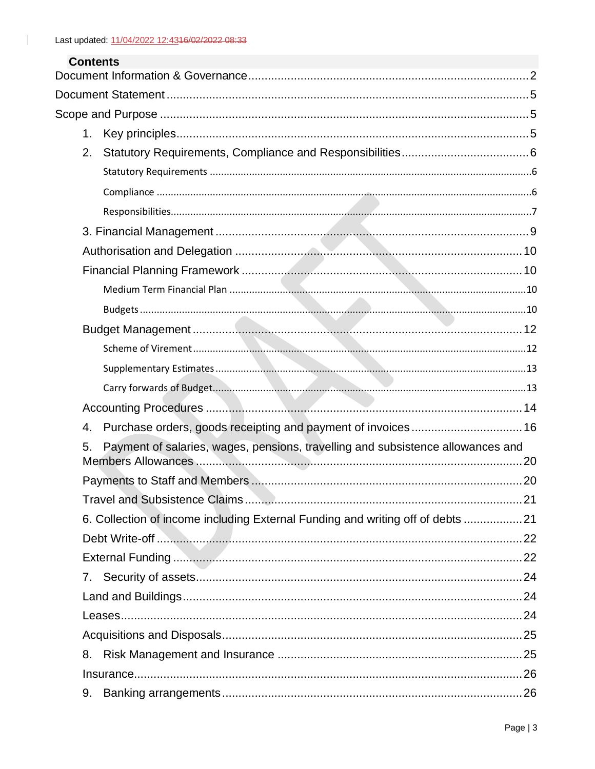Last updated: 11/04/2022 12:4316/02/2022 08:33

## Contents

Document Information & Governance ........ 2

Document Statement ........ 5

Scope and Purpose ........ 5

1. Key principles ........ 5
2. Statutory Requirements, Compliance and Responsibilities ........ 6
   - Statutory Requirements ........ 6
   - Compliance ........ 6
   - Responsibilities ........ 7

3. Financial Management ........ 9

Authorisation and Delegation ........ 10

Financial Planning Framework ........ 10

- Medium Term Financial Plan ........ 10
- Budgets ........ 10

Budget Management ........ 12

- Scheme of Virement ........ 12
- Supplementary Estimates ........ 13
- Carry forwards of Budget ........ 13

Accounting Procedures ........ 14

4. Purchase orders, goods receipting and payment of invoices ........ 16
5. Payment of salaries, wages, pensions, travelling and subsistence allowances and Members Allowances ........ 20

Payments to Staff and Members ........ 20

Travel and Subsistence Claims ........ 21

6. Collection of income including External Funding and writing off of debts ........ 21

Debt Write-off ........ 22

External Funding ........ 22

7. Security of assets ........ 24

Land and Buildings ........ 24

Leases ........ 24

Acquisitions and Disposals ........ 25

8. Risk Management and Insurance ........ 25

Insurance ........ 26

9. Banking arrangements ........ 26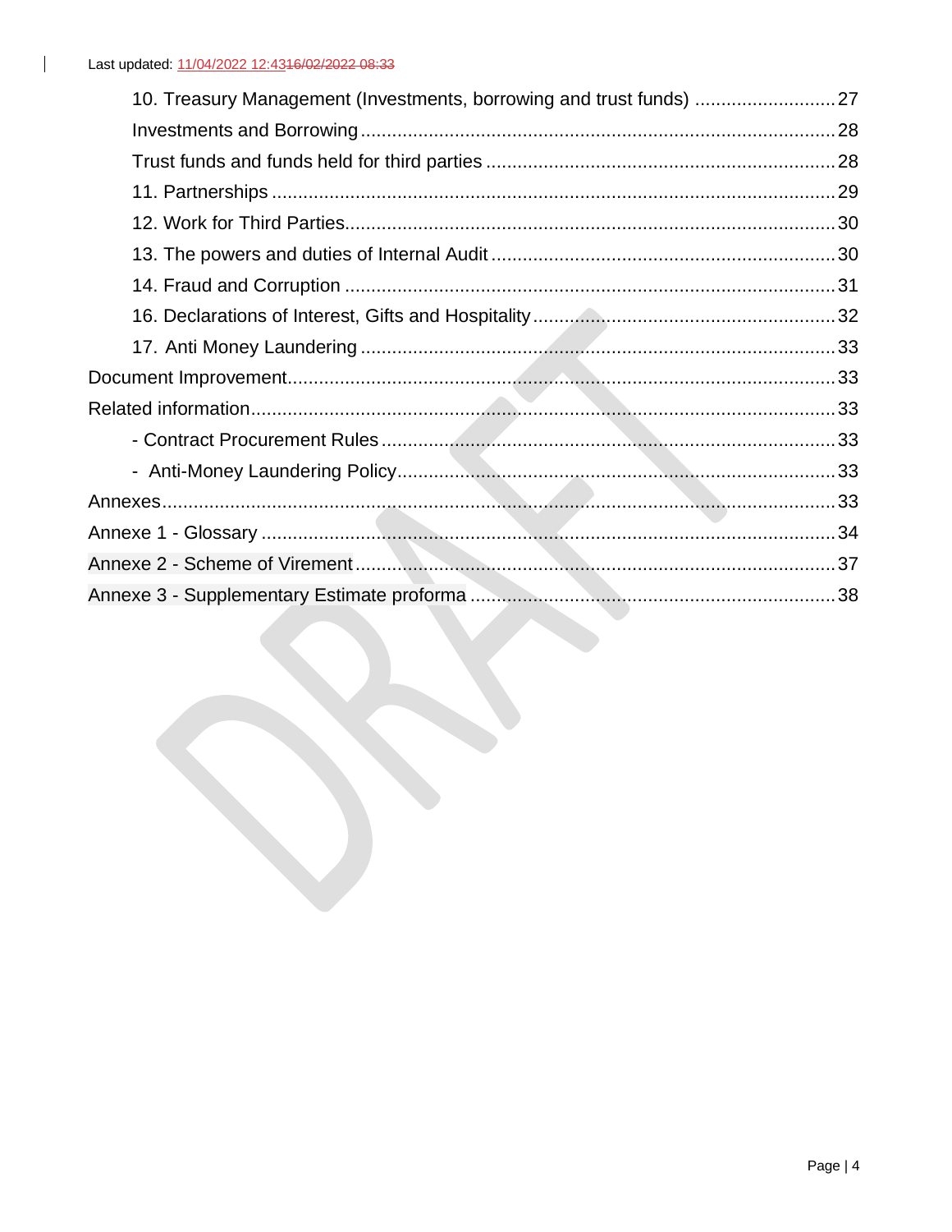- 10. Treasury Management (Investments, borrowing and trust funds) ........................... 27
  - Investments and Borrowing ........................................................................... 28
  - Trust funds and funds held for third parties .................................................. 28
- 11. Partnerships ........................................................................................... 29
- 12. Work for Third Parties ............................................................................... 30
- 13. The powers and duties of Internal Audit .................................................. 30
- 14. Fraud and Corruption ................................................................................ 31
- 16. Declarations of Interest, Gifts and Hospitality ........................................... 32
- 17. Anti Money Laundering ............................................................................. 33

Document Improvement ........................................................................................ 33

Related information ............................................................................................... 33

- Contract Procurement Rules ...................................................................... 33
- Anti-Money Laundering Policy ................................................................... 33

Annexes ................................................................................................................ 33

Annexe 1 - Glossary ............................................................................................. 34

Annexe 2 - Scheme of Virement ........................................................................... 37

Annexe 3 - Supplementary Estimate proforma ..................................................... 38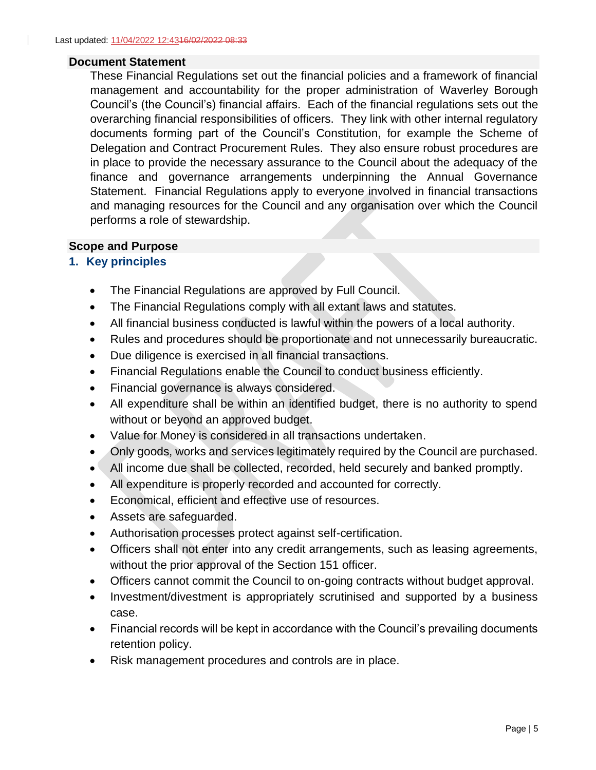Last updated: 11/04/2022 12:4316/02/2022 08:33

## Document Statement

These Financial Regulations set out the financial policies and a framework of financial management and accountability for the proper administration of Waverley Borough Council's (the Council's) financial affairs. Each of the financial regulations sets out the overarching financial responsibilities of officers. They link with other internal regulatory documents forming part of the Council's Constitution, for example the Scheme of Delegation and Contract Procurement Rules. They also ensure robust procedures are in place to provide the necessary assurance to the Council about the adequacy of the finance and governance arrangements underpinning the Annual Governance Statement. Financial Regulations apply to everyone involved in financial transactions and managing resources for the Council and any organisation over which the Council performs a role of stewardship.

## Scope and Purpose

### 1. Key principles

- The Financial Regulations are approved by Full Council.
- The Financial Regulations comply with all extant laws and statutes.
- All financial business conducted is lawful within the powers of a local authority.
- Rules and procedures should be proportionate and not unnecessarily bureaucratic.
- Due diligence is exercised in all financial transactions.
- Financial Regulations enable the Council to conduct business efficiently.
- Financial governance is always considered.
- All expenditure shall be within an identified budget, there is no authority to spend without or beyond an approved budget.
- Value for Money is considered in all transactions undertaken.
- Only goods, works and services legitimately required by the Council are purchased.
- All income due shall be collected, recorded, held securely and banked promptly.
- All expenditure is properly recorded and accounted for correctly.
- Economical, efficient and effective use of resources.
- Assets are safeguarded.
- Authorisation processes protect against self-certification.
- Officers shall not enter into any credit arrangements, such as leasing agreements, without the prior approval of the Section 151 officer.
- Officers cannot commit the Council to on-going contracts without budget approval.
- Investment/divestment is appropriately scrutinised and supported by a business case.
- Financial records will be kept in accordance with the Council's prevailing documents retention policy.
- Risk management procedures and controls are in place.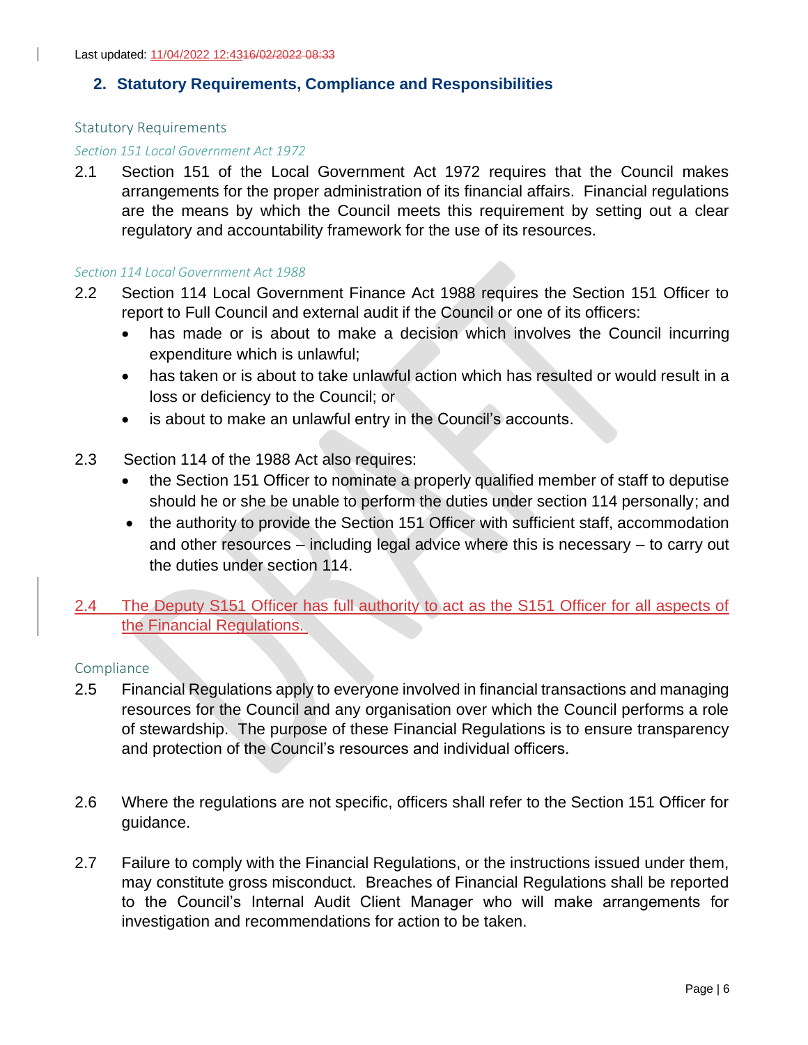Last updated: 11/04/2022 12:4316/02/2022 08:33

## 2. Statutory Requirements, Compliance and Responsibilities

### Statutory Requirements

*Section 151 Local Government Act 1972*

2.1 Section 151 of the Local Government Act 1972 requires that the Council makes arrangements for the proper administration of its financial affairs. Financial regulations are the means by which the Council meets this requirement by setting out a clear regulatory and accountability framework for the use of its resources.

*Section 114 Local Government Act 1988*

2.2 Section 114 Local Government Finance Act 1988 requires the Section 151 Officer to report to Full Council and external audit if the Council or one of its officers:

- has made or is about to make a decision which involves the Council incurring expenditure which is unlawful;
- has taken or is about to take unlawful action which has resulted or would result in a loss or deficiency to the Council; or
- is about to make an unlawful entry in the Council's accounts.

2.3 Section 114 of the 1988 Act also requires:

- the Section 151 Officer to nominate a properly qualified member of staff to deputise should he or she be unable to perform the duties under section 114 personally; and
- the authority to provide the Section 151 Officer with sufficient staff, accommodation and other resources – including legal advice where this is necessary – to carry out the duties under section 114.

2.4 The Deputy S151 Officer has full authority to act as the S151 Officer for all aspects of the Financial Regulations.

### Compliance

2.5 Financial Regulations apply to everyone involved in financial transactions and managing resources for the Council and any organisation over which the Council performs a role of stewardship. The purpose of these Financial Regulations is to ensure transparency and protection of the Council's resources and individual officers.

2.6 Where the regulations are not specific, officers shall refer to the Section 151 Officer for guidance.

2.7 Failure to comply with the Financial Regulations, or the instructions issued under them, may constitute gross misconduct. Breaches of Financial Regulations shall be reported to the Council's Internal Audit Client Manager who will make arrangements for investigation and recommendations for action to be taken.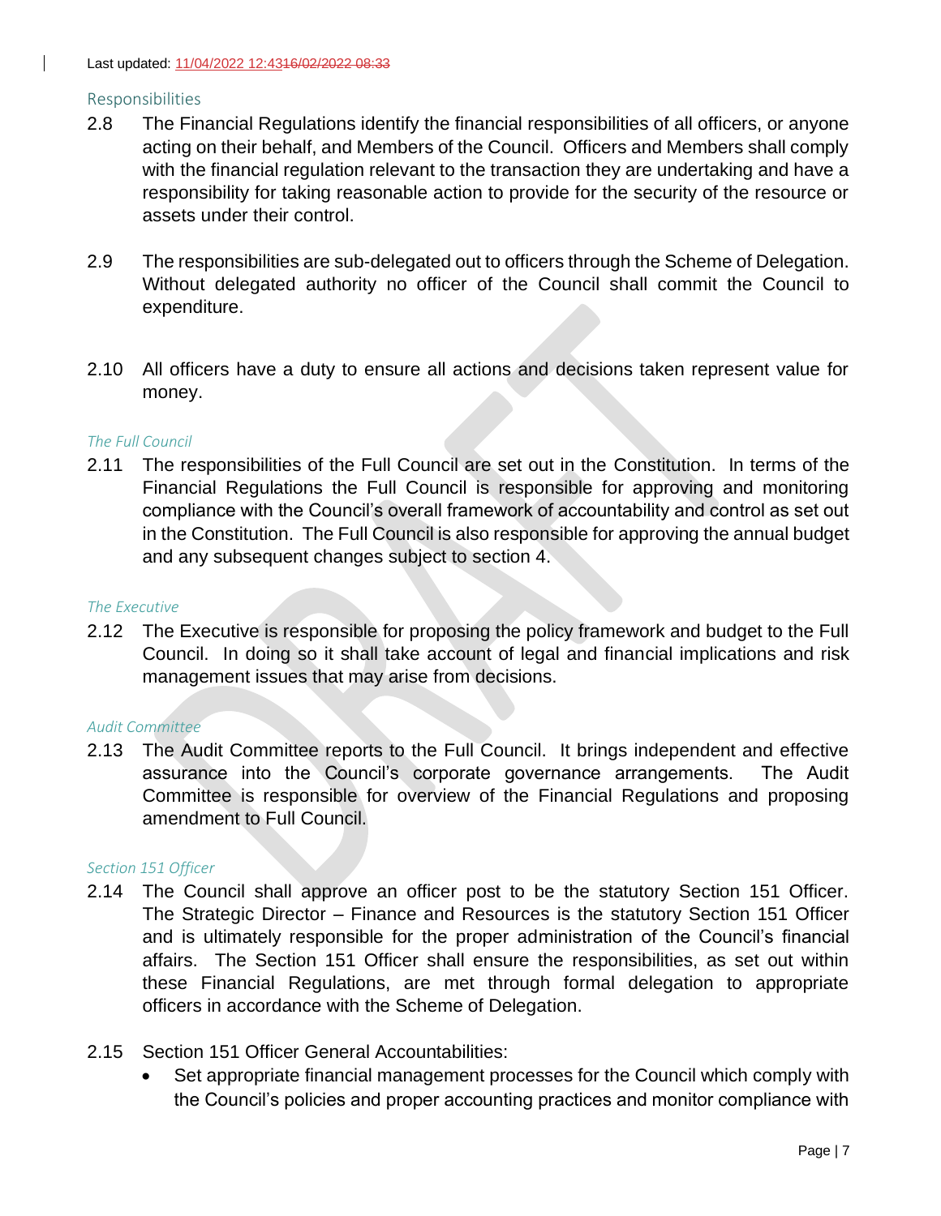Last updated: 11/04/2022 12:4316/02/2022 08:33

## Responsibilities

2.8 The Financial Regulations identify the financial responsibilities of all officers, or anyone acting on their behalf, and Members of the Council. Officers and Members shall comply with the financial regulation relevant to the transaction they are undertaking and have a responsibility for taking reasonable action to provide for the security of the resource or assets under their control.

2.9 The responsibilities are sub-delegated out to officers through the Scheme of Delegation. Without delegated authority no officer of the Council shall commit the Council to expenditure.

2.10 All officers have a duty to ensure all actions and decisions taken represent value for money.

### *The Full Council*

2.11 The responsibilities of the Full Council are set out in the Constitution. In terms of the Financial Regulations the Full Council is responsible for approving and monitoring compliance with the Council's overall framework of accountability and control as set out in the Constitution. The Full Council is also responsible for approving the annual budget and any subsequent changes subject to section 4.

### *The Executive*

2.12 The Executive is responsible for proposing the policy framework and budget to the Full Council. In doing so it shall take account of legal and financial implications and risk management issues that may arise from decisions.

### *Audit Committee*

2.13 The Audit Committee reports to the Full Council. It brings independent and effective assurance into the Council's corporate governance arrangements. The Audit Committee is responsible for overview of the Financial Regulations and proposing amendment to Full Council.

### *Section 151 Officer*

2.14 The Council shall approve an officer post to be the statutory Section 151 Officer. The Strategic Director – Finance and Resources is the statutory Section 151 Officer and is ultimately responsible for the proper administration of the Council's financial affairs. The Section 151 Officer shall ensure the responsibilities, as set out within these Financial Regulations, are met through formal delegation to appropriate officers in accordance with the Scheme of Delegation.

2.15 Section 151 Officer General Accountabilities:

- Set appropriate financial management processes for the Council which comply with the Council's policies and proper accounting practices and monitor compliance with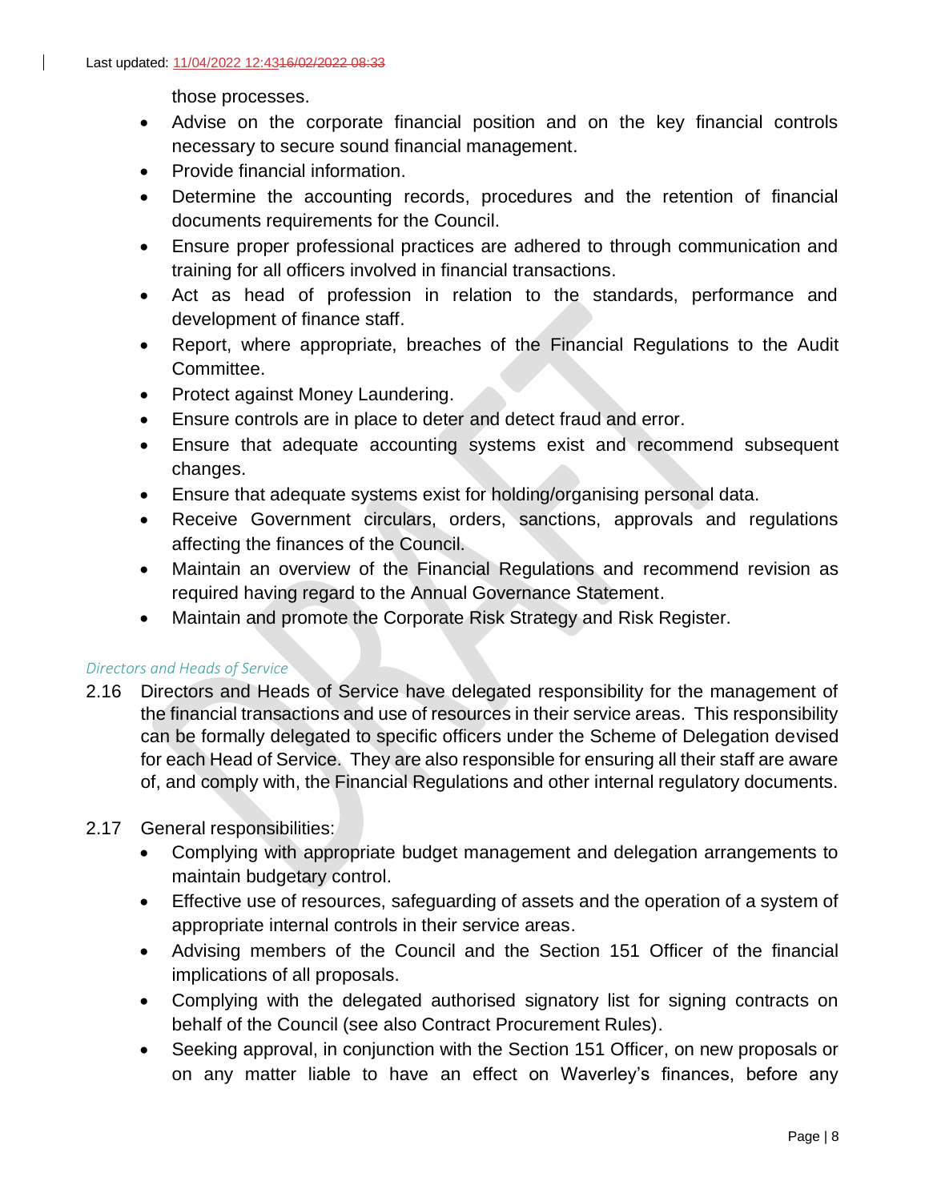those processes.

- Advise on the corporate financial position and on the key financial controls necessary to secure sound financial management.
- Provide financial information.
- Determine the accounting records, procedures and the retention of financial documents requirements for the Council.
- Ensure proper professional practices are adhered to through communication and training for all officers involved in financial transactions.
- Act as head of profession in relation to the standards, performance and development of finance staff.
- Report, where appropriate, breaches of the Financial Regulations to the Audit Committee.
- Protect against Money Laundering.
- Ensure controls are in place to deter and detect fraud and error.
- Ensure that adequate accounting systems exist and recommend subsequent changes.
- Ensure that adequate systems exist for holding/organising personal data.
- Receive Government circulars, orders, sanctions, approvals and regulations affecting the finances of the Council.
- Maintain an overview of the Financial Regulations and recommend revision as required having regard to the Annual Governance Statement.
- Maintain and promote the Corporate Risk Strategy and Risk Register.

*Directors and Heads of Service*

2.16 Directors and Heads of Service have delegated responsibility for the management of the financial transactions and use of resources in their service areas. This responsibility can be formally delegated to specific officers under the Scheme of Delegation devised for each Head of Service. They are also responsible for ensuring all their staff are aware of, and comply with, the Financial Regulations and other internal regulatory documents.

2.17 General responsibilities:

- Complying with appropriate budget management and delegation arrangements to maintain budgetary control.
- Effective use of resources, safeguarding of assets and the operation of a system of appropriate internal controls in their service areas.
- Advising members of the Council and the Section 151 Officer of the financial implications of all proposals.
- Complying with the delegated authorised signatory list for signing contracts on behalf of the Council (see also Contract Procurement Rules).
- Seeking approval, in conjunction with the Section 151 Officer, on new proposals or on any matter liable to have an effect on Waverley's finances, before any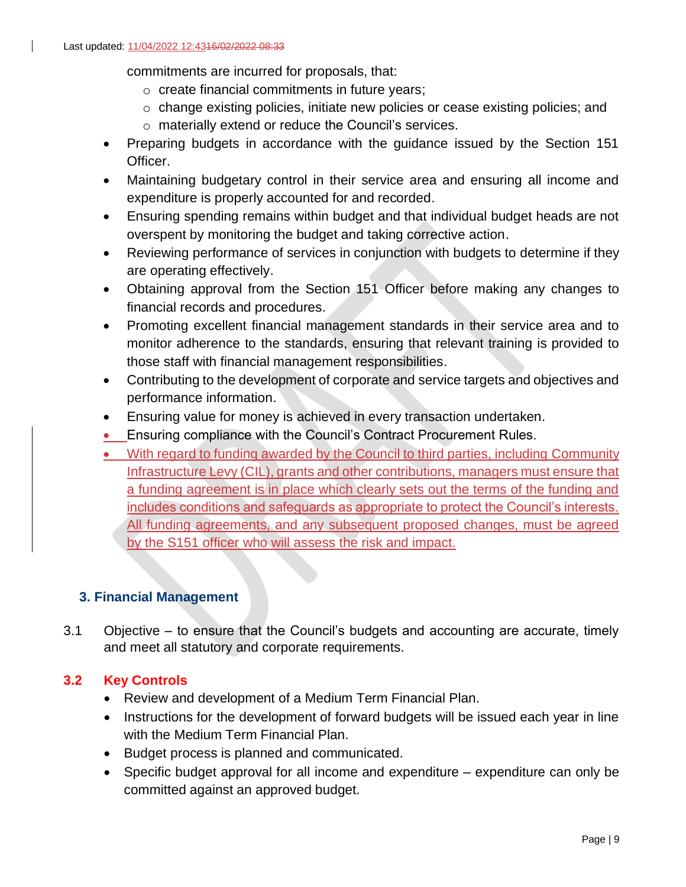commitments are incurred for proposals, that:

- create financial commitments in future years;
- change existing policies, initiate new policies or cease existing policies; and
- materially extend or reduce the Council's services.

- Preparing budgets in accordance with the guidance issued by the Section 151 Officer.
- Maintaining budgetary control in their service area and ensuring all income and expenditure is properly accounted for and recorded.
- Ensuring spending remains within budget and that individual budget heads are not overspent by monitoring the budget and taking corrective action.
- Reviewing performance of services in conjunction with budgets to determine if they are operating effectively.
- Obtaining approval from the Section 151 Officer before making any changes to financial records and procedures.
- Promoting excellent financial management standards in their service area and to monitor adherence to the standards, ensuring that relevant training is provided to those staff with financial management responsibilities.
- Contributing to the development of corporate and service targets and objectives and performance information.
- Ensuring value for money is achieved in every transaction undertaken.
- Ensuring compliance with the Council's Contract Procurement Rules.
- With regard to funding awarded by the Council to third parties, including Community Infrastructure Levy (CIL), grants and other contributions, managers must ensure that a funding agreement is in place which clearly sets out the terms of the funding and includes conditions and safeguards as appropriate to protect the Council's interests. All funding agreements, and any subsequent proposed changes, must be agreed by the S151 officer who will assess the risk and impact.

## 3. Financial Management

3.1 Objective – to ensure that the Council's budgets and accounting are accurate, timely and meet all statutory and corporate requirements.

### 3.2 Key Controls

- Review and development of a Medium Term Financial Plan.
- Instructions for the development of forward budgets will be issued each year in line with the Medium Term Financial Plan.
- Budget process is planned and communicated.
- Specific budget approval for all income and expenditure – expenditure can only be committed against an approved budget.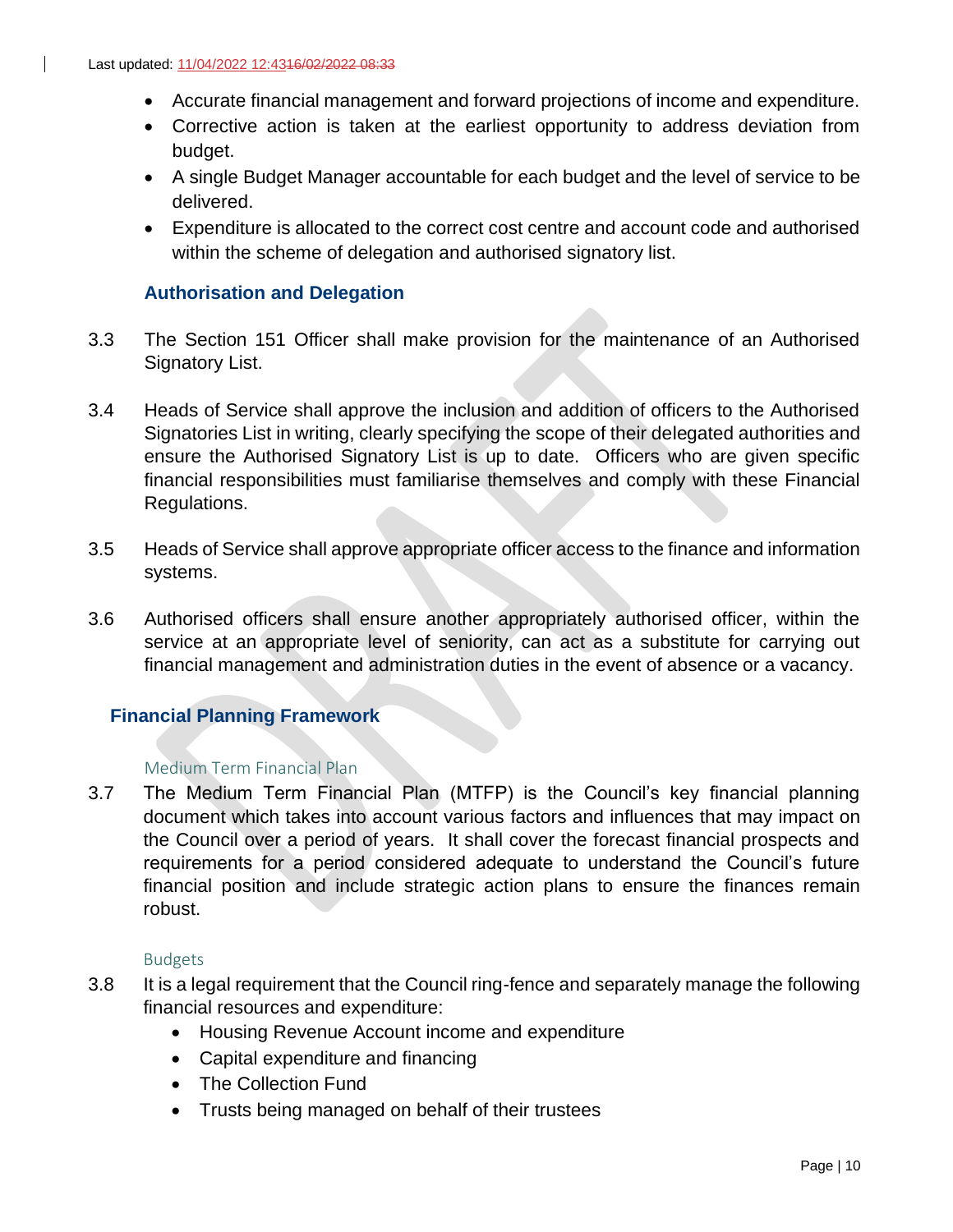- Accurate financial management and forward projections of income and expenditure.
- Corrective action is taken at the earliest opportunity to address deviation from budget.
- A single Budget Manager accountable for each budget and the level of service to be delivered.
- Expenditure is allocated to the correct cost centre and account code and authorised within the scheme of delegation and authorised signatory list.

### Authorisation and Delegation

3.3 The Section 151 Officer shall make provision for the maintenance of an Authorised Signatory List.

3.4 Heads of Service shall approve the inclusion and addition of officers to the Authorised Signatories List in writing, clearly specifying the scope of their delegated authorities and ensure the Authorised Signatory List is up to date. Officers who are given specific financial responsibilities must familiarise themselves and comply with these Financial Regulations.

3.5 Heads of Service shall approve appropriate officer access to the finance and information systems.

3.6 Authorised officers shall ensure another appropriately authorised officer, within the service at an appropriate level of seniority, can act as a substitute for carrying out financial management and administration duties in the event of absence or a vacancy.

## Financial Planning Framework

#### Medium Term Financial Plan

3.7 The Medium Term Financial Plan (MTFP) is the Council's key financial planning document which takes into account various factors and influences that may impact on the Council over a period of years. It shall cover the forecast financial prospects and requirements for a period considered adequate to understand the Council's future financial position and include strategic action plans to ensure the finances remain robust.

#### Budgets

3.8 It is a legal requirement that the Council ring-fence and separately manage the following financial resources and expenditure:

- Housing Revenue Account income and expenditure
- Capital expenditure and financing
- The Collection Fund
- Trusts being managed on behalf of their trustees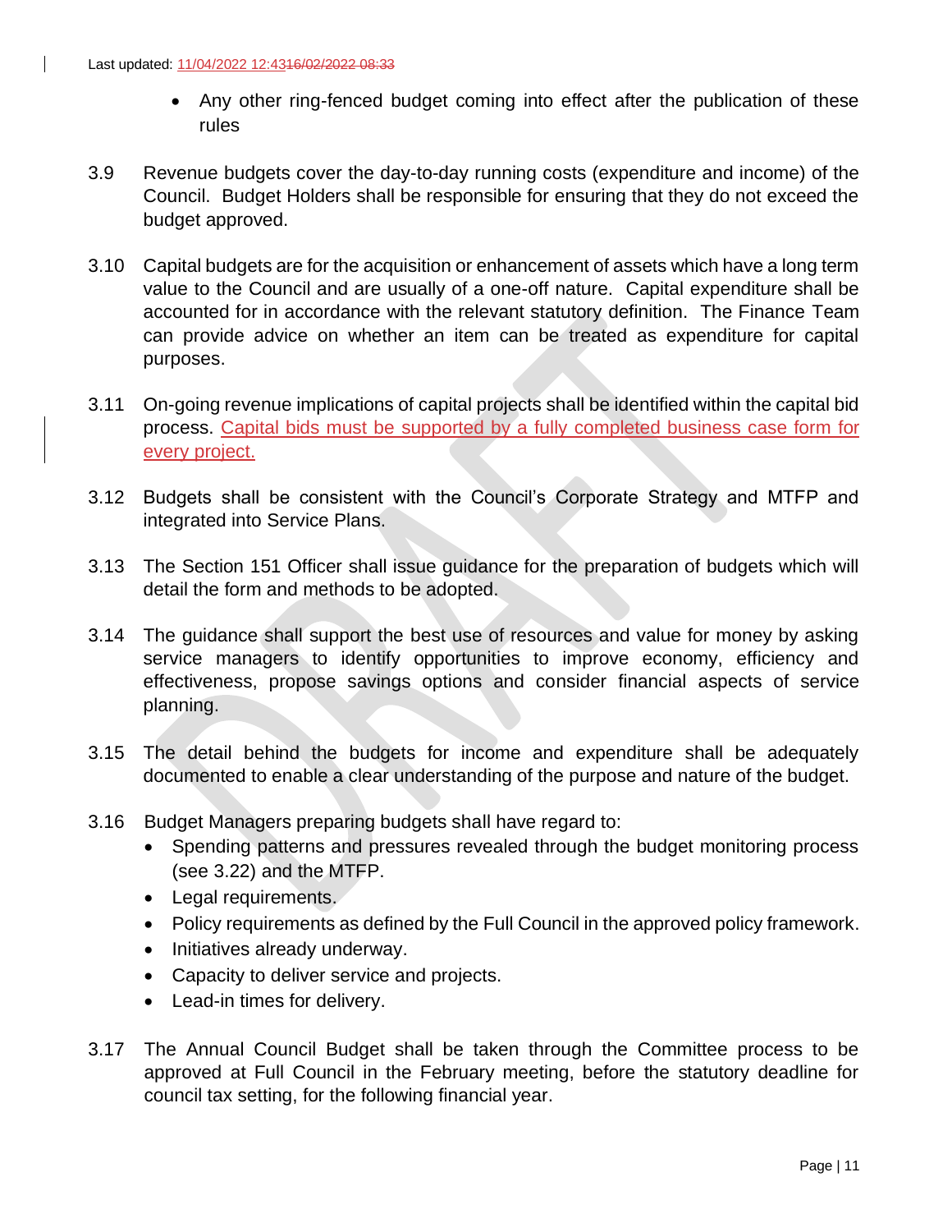- Any other ring-fenced budget coming into effect after the publication of these rules

3.9 Revenue budgets cover the day-to-day running costs (expenditure and income) of the Council. Budget Holders shall be responsible for ensuring that they do not exceed the budget approved.

3.10 Capital budgets are for the acquisition or enhancement of assets which have a long term value to the Council and are usually of a one-off nature. Capital expenditure shall be accounted for in accordance with the relevant statutory definition. The Finance Team can provide advice on whether an item can be treated as expenditure for capital purposes.

3.11 On-going revenue implications of capital projects shall be identified within the capital bid process. Capital bids must be supported by a fully completed business case form for every project.

3.12 Budgets shall be consistent with the Council's Corporate Strategy and MTFP and integrated into Service Plans.

3.13 The Section 151 Officer shall issue guidance for the preparation of budgets which will detail the form and methods to be adopted.

3.14 The guidance shall support the best use of resources and value for money by asking service managers to identify opportunities to improve economy, efficiency and effectiveness, propose savings options and consider financial aspects of service planning.

3.15 The detail behind the budgets for income and expenditure shall be adequately documented to enable a clear understanding of the purpose and nature of the budget.

3.16 Budget Managers preparing budgets shall have regard to:

- Spending patterns and pressures revealed through the budget monitoring process (see 3.22) and the MTFP.
- Legal requirements.
- Policy requirements as defined by the Full Council in the approved policy framework.
- Initiatives already underway.
- Capacity to deliver service and projects.
- Lead-in times for delivery.

3.17 The Annual Council Budget shall be taken through the Committee process to be approved at Full Council in the February meeting, before the statutory deadline for council tax setting, for the following financial year.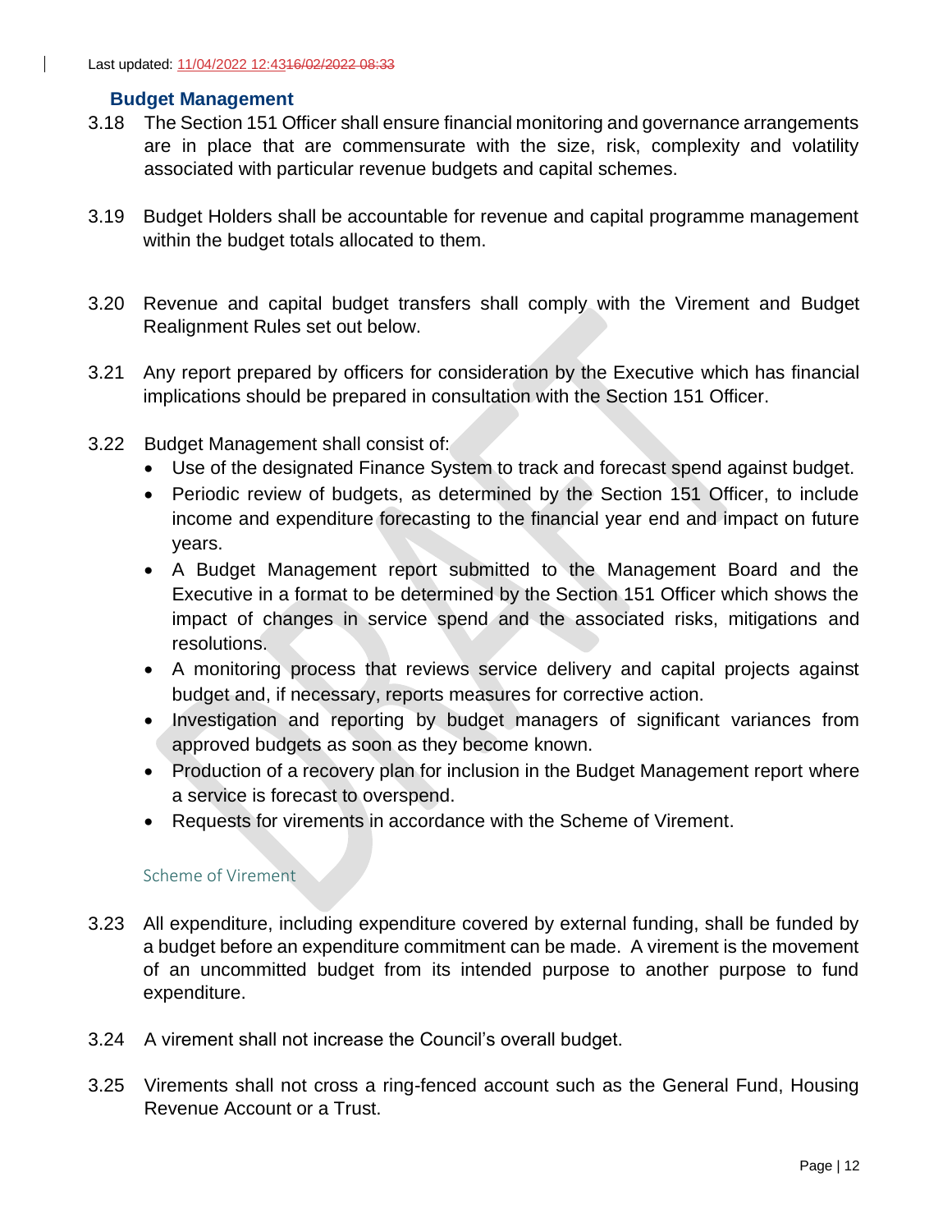Last updated: 11/04/2022 12:4316/02/2022 08:33

### Budget Management

3.18 The Section 151 Officer shall ensure financial monitoring and governance arrangements are in place that are commensurate with the size, risk, complexity and volatility associated with particular revenue budgets and capital schemes.

3.19 Budget Holders shall be accountable for revenue and capital programme management within the budget totals allocated to them.

3.20 Revenue and capital budget transfers shall comply with the Virement and Budget Realignment Rules set out below.

3.21 Any report prepared by officers for consideration by the Executive which has financial implications should be prepared in consultation with the Section 151 Officer.

3.22 Budget Management shall consist of:

- Use of the designated Finance System to track and forecast spend against budget.
- Periodic review of budgets, as determined by the Section 151 Officer, to include income and expenditure forecasting to the financial year end and impact on future years.
- A Budget Management report submitted to the Management Board and the Executive in a format to be determined by the Section 151 Officer which shows the impact of changes in service spend and the associated risks, mitigations and resolutions.
- A monitoring process that reviews service delivery and capital projects against budget and, if necessary, reports measures for corrective action.
- Investigation and reporting by budget managers of significant variances from approved budgets as soon as they become known.
- Production of a recovery plan for inclusion in the Budget Management report where a service is forecast to overspend.
- Requests for virements in accordance with the Scheme of Virement.

#### Scheme of Virement

3.23 All expenditure, including expenditure covered by external funding, shall be funded by a budget before an expenditure commitment can be made. A virement is the movement of an uncommitted budget from its intended purpose to another purpose to fund expenditure.

3.24 A virement shall not increase the Council's overall budget.

3.25 Virements shall not cross a ring-fenced account such as the General Fund, Housing Revenue Account or a Trust.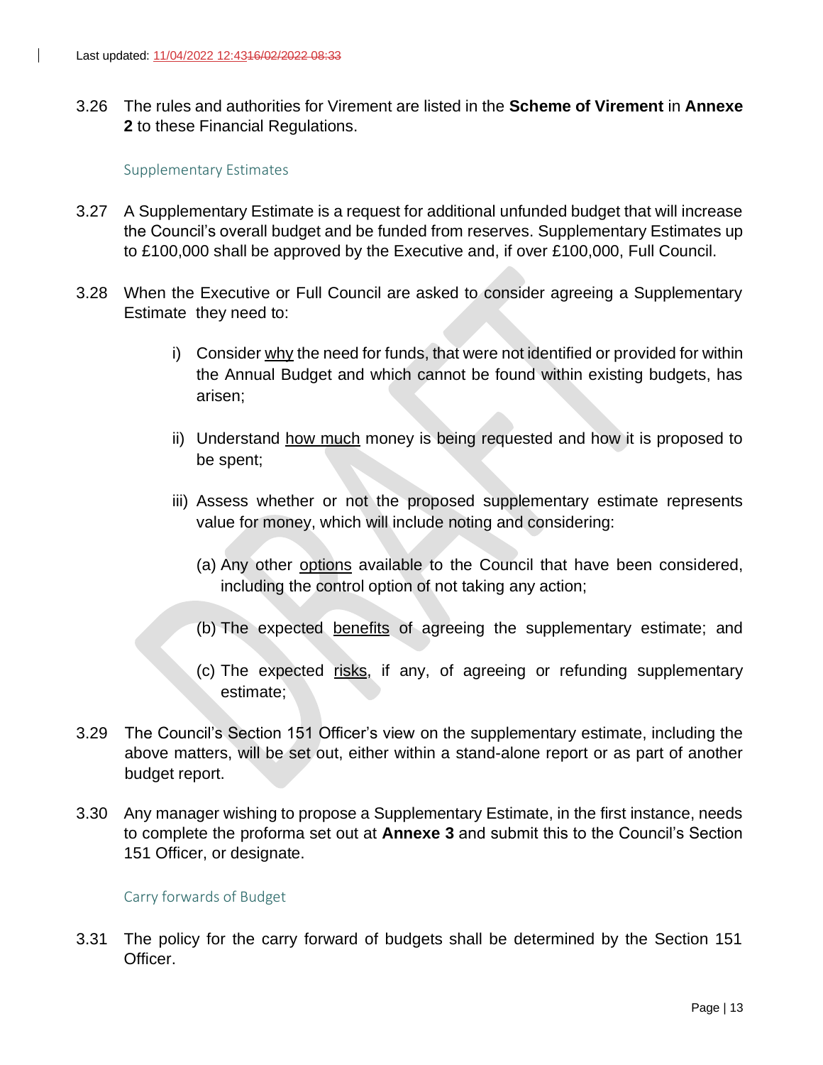3.26 The rules and authorities for Virement are listed in the **Scheme of Virement** in **Annexe 2** to these Financial Regulations.

### Supplementary Estimates

3.27 A Supplementary Estimate is a request for additional unfunded budget that will increase the Council's overall budget and be funded from reserves. Supplementary Estimates up to £100,000 shall be approved by the Executive and, if over £100,000, Full Council.

3.28 When the Executive or Full Council are asked to consider agreeing a Supplementary Estimate they need to:

i) Consider why the need for funds, that were not identified or provided for within the Annual Budget and which cannot be found within existing budgets, has arisen;

ii) Understand how much money is being requested and how it is proposed to be spent;

iii) Assess whether or not the proposed supplementary estimate represents value for money, which will include noting and considering:

(a) Any other options available to the Council that have been considered, including the control option of not taking any action;

(b) The expected benefits of agreeing the supplementary estimate; and

(c) The expected risks, if any, of agreeing or refunding supplementary estimate;

3.29 The Council's Section 151 Officer's view on the supplementary estimate, including the above matters, will be set out, either within a stand-alone report or as part of another budget report.

3.30 Any manager wishing to propose a Supplementary Estimate, in the first instance, needs to complete the proforma set out at **Annexe 3** and submit this to the Council's Section 151 Officer, or designate.

### Carry forwards of Budget

3.31 The policy for the carry forward of budgets shall be determined by the Section 151 Officer.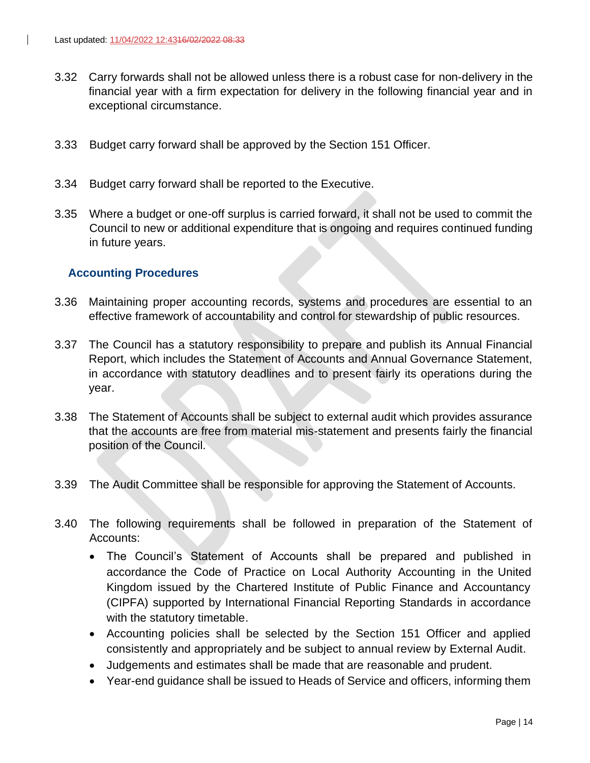3.32 Carry forwards shall not be allowed unless there is a robust case for non-delivery in the financial year with a firm expectation for delivery in the following financial year and in exceptional circumstance.

3.33 Budget carry forward shall be approved by the Section 151 Officer.

3.34 Budget carry forward shall be reported to the Executive.

3.35 Where a budget or one-off surplus is carried forward, it shall not be used to commit the Council to new or additional expenditure that is ongoing and requires continued funding in future years.

### Accounting Procedures

3.36 Maintaining proper accounting records, systems and procedures are essential to an effective framework of accountability and control for stewardship of public resources.

3.37 The Council has a statutory responsibility to prepare and publish its Annual Financial Report, which includes the Statement of Accounts and Annual Governance Statement, in accordance with statutory deadlines and to present fairly its operations during the year.

3.38 The Statement of Accounts shall be subject to external audit which provides assurance that the accounts are free from material mis-statement and presents fairly the financial position of the Council.

3.39 The Audit Committee shall be responsible for approving the Statement of Accounts.

3.40 The following requirements shall be followed in preparation of the Statement of Accounts:

- The Council's Statement of Accounts shall be prepared and published in accordance the Code of Practice on Local Authority Accounting in the United Kingdom issued by the Chartered Institute of Public Finance and Accountancy (CIPFA) supported by International Financial Reporting Standards in accordance with the statutory timetable.
- Accounting policies shall be selected by the Section 151 Officer and applied consistently and appropriately and be subject to annual review by External Audit.
- Judgements and estimates shall be made that are reasonable and prudent.
- Year-end guidance shall be issued to Heads of Service and officers, informing them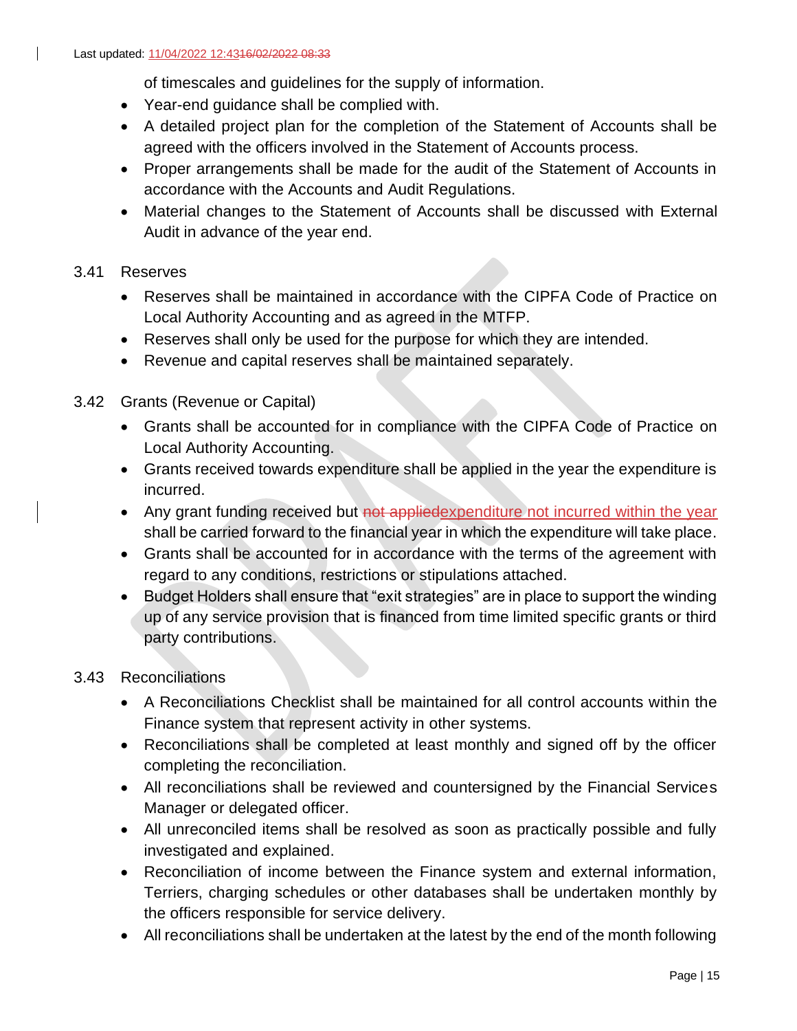of timescales and guidelines for the supply of information.

- Year-end guidance shall be complied with.
- A detailed project plan for the completion of the Statement of Accounts shall be agreed with the officers involved in the Statement of Accounts process.
- Proper arrangements shall be made for the audit of the Statement of Accounts in accordance with the Accounts and Audit Regulations.
- Material changes to the Statement of Accounts shall be discussed with External Audit in advance of the year end.

3.41 Reserves

- Reserves shall be maintained in accordance with the CIPFA Code of Practice on Local Authority Accounting and as agreed in the MTFP.
- Reserves shall only be used for the purpose for which they are intended.
- Revenue and capital reserves shall be maintained separately.

3.42 Grants (Revenue or Capital)

- Grants shall be accounted for in compliance with the CIPFA Code of Practice on Local Authority Accounting.
- Grants received towards expenditure shall be applied in the year the expenditure is incurred.
- Any grant funding received but ~~not applied~~expenditure not incurred within the year shall be carried forward to the financial year in which the expenditure will take place.
- Grants shall be accounted for in accordance with the terms of the agreement with regard to any conditions, restrictions or stipulations attached.
- Budget Holders shall ensure that "exit strategies" are in place to support the winding up of any service provision that is financed from time limited specific grants or third party contributions.

3.43 Reconciliations

- A Reconciliations Checklist shall be maintained for all control accounts within the Finance system that represent activity in other systems.
- Reconciliations shall be completed at least monthly and signed off by the officer completing the reconciliation.
- All reconciliations shall be reviewed and countersigned by the Financial Services Manager or delegated officer.
- All unreconciled items shall be resolved as soon as practically possible and fully investigated and explained.
- Reconciliation of income between the Finance system and external information, Terriers, charging schedules or other databases shall be undertaken monthly by the officers responsible for service delivery.
- All reconciliations shall be undertaken at the latest by the end of the month following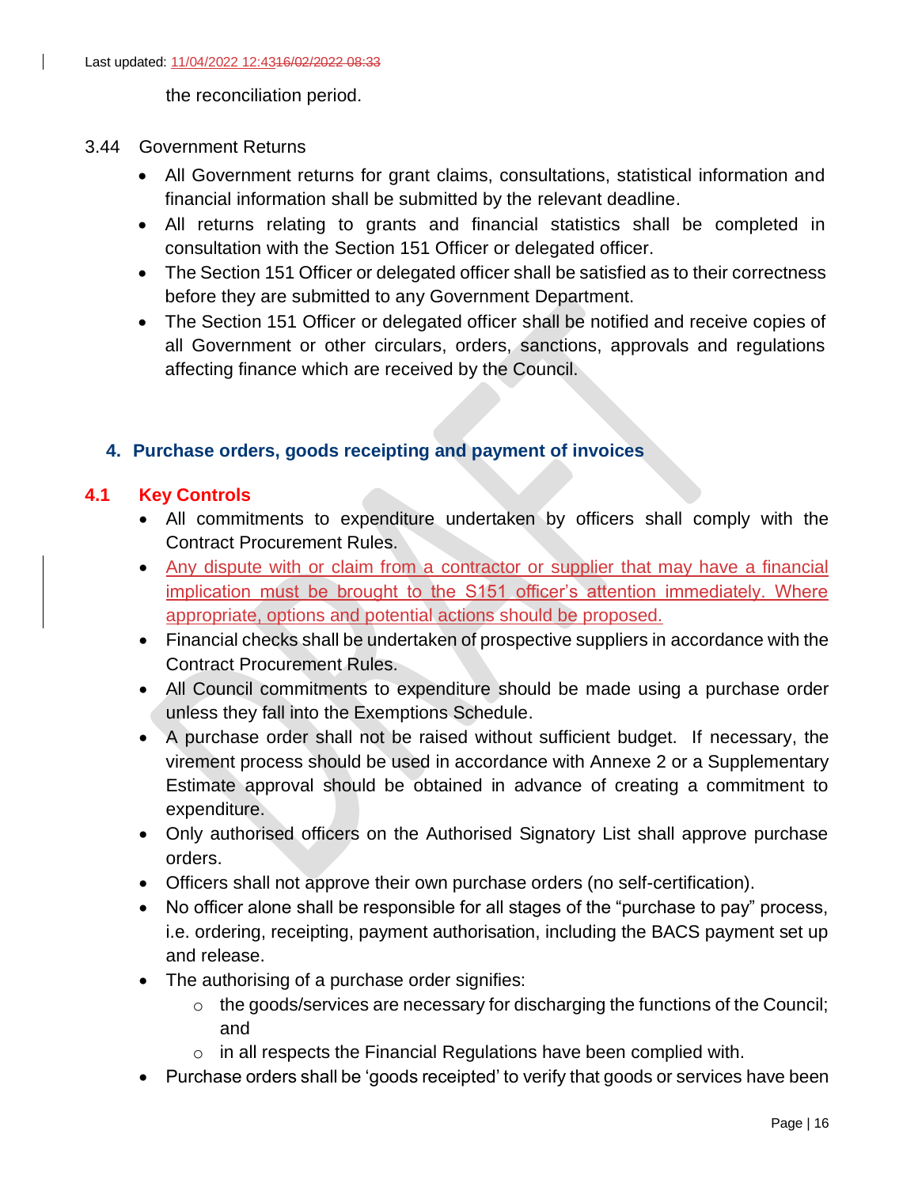the reconciliation period.

3.44 Government Returns

- All Government returns for grant claims, consultations, statistical information and financial information shall be submitted by the relevant deadline.
- All returns relating to grants and financial statistics shall be completed in consultation with the Section 151 Officer or delegated officer.
- The Section 151 Officer or delegated officer shall be satisfied as to their correctness before they are submitted to any Government Department.
- The Section 151 Officer or delegated officer shall be notified and receive copies of all Government or other circulars, orders, sanctions, approvals and regulations affecting finance which are received by the Council.

## 4. Purchase orders, goods receipting and payment of invoices

### 4.1 Key Controls

- All commitments to expenditure undertaken by officers shall comply with the Contract Procurement Rules.
- Any dispute with or claim from a contractor or supplier that may have a financial implication must be brought to the S151 officer's attention immediately. Where appropriate, options and potential actions should be proposed.
- Financial checks shall be undertaken of prospective suppliers in accordance with the Contract Procurement Rules.
- All Council commitments to expenditure should be made using a purchase order unless they fall into the Exemptions Schedule.
- A purchase order shall not be raised without sufficient budget. If necessary, the virement process should be used in accordance with Annexe 2 or a Supplementary Estimate approval should be obtained in advance of creating a commitment to expenditure.
- Only authorised officers on the Authorised Signatory List shall approve purchase orders.
- Officers shall not approve their own purchase orders (no self-certification).
- No officer alone shall be responsible for all stages of the "purchase to pay" process, i.e. ordering, receipting, payment authorisation, including the BACS payment set up and release.
- The authorising of a purchase order signifies:
  - the goods/services are necessary for discharging the functions of the Council; and
  - in all respects the Financial Regulations have been complied with.
- Purchase orders shall be 'goods receipted' to verify that goods or services have been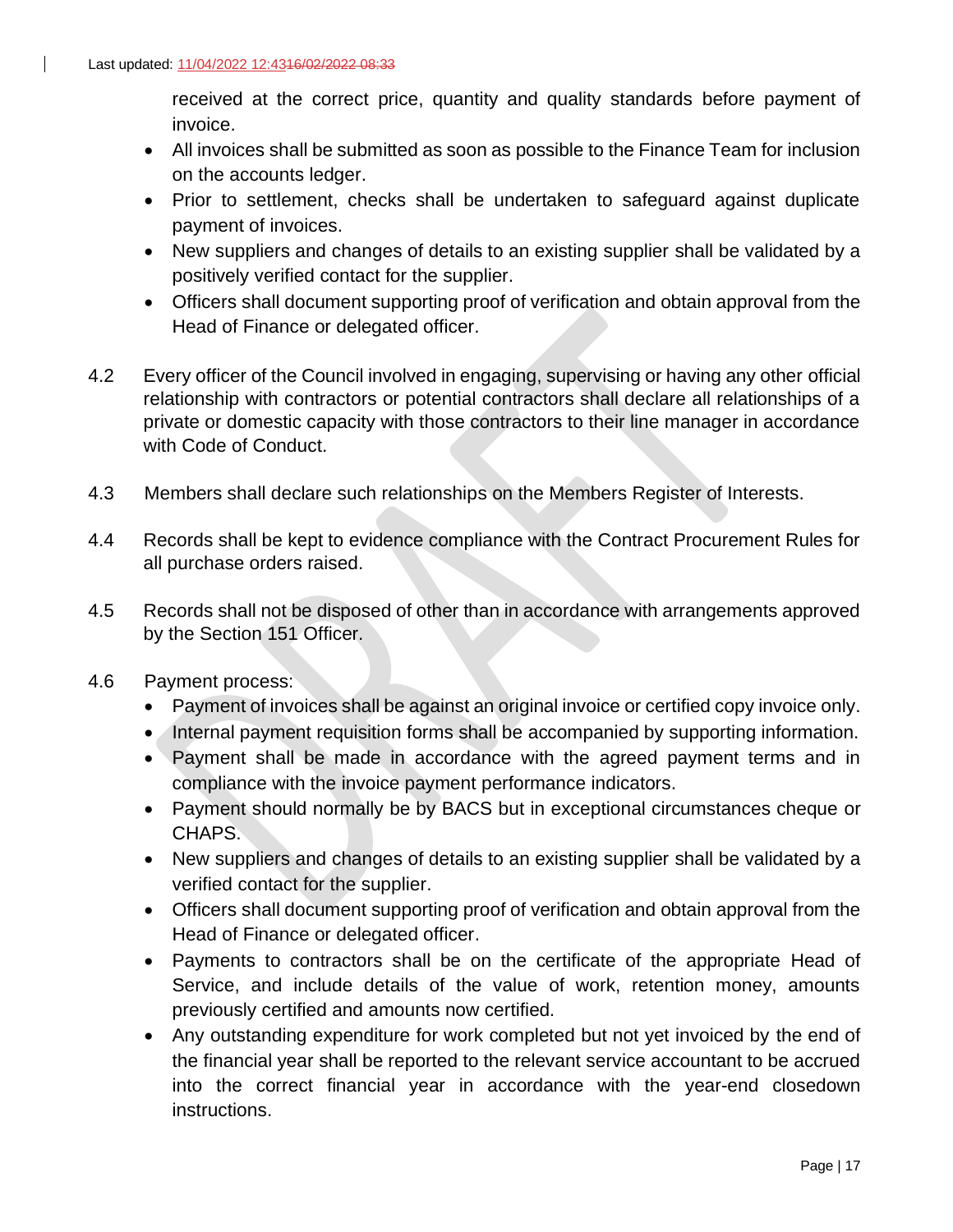received at the correct price, quantity and quality standards before payment of invoice.

- All invoices shall be submitted as soon as possible to the Finance Team for inclusion on the accounts ledger.
- Prior to settlement, checks shall be undertaken to safeguard against duplicate payment of invoices.
- New suppliers and changes of details to an existing supplier shall be validated by a positively verified contact for the supplier.
- Officers shall document supporting proof of verification and obtain approval from the Head of Finance or delegated officer.

4.2 Every officer of the Council involved in engaging, supervising or having any other official relationship with contractors or potential contractors shall declare all relationships of a private or domestic capacity with those contractors to their line manager in accordance with Code of Conduct.

4.3 Members shall declare such relationships on the Members Register of Interests.

4.4 Records shall be kept to evidence compliance with the Contract Procurement Rules for all purchase orders raised.

4.5 Records shall not be disposed of other than in accordance with arrangements approved by the Section 151 Officer.

4.6 Payment process:

- Payment of invoices shall be against an original invoice or certified copy invoice only.
- Internal payment requisition forms shall be accompanied by supporting information.
- Payment shall be made in accordance with the agreed payment terms and in compliance with the invoice payment performance indicators.
- Payment should normally be by BACS but in exceptional circumstances cheque or CHAPS.
- New suppliers and changes of details to an existing supplier shall be validated by a verified contact for the supplier.
- Officers shall document supporting proof of verification and obtain approval from the Head of Finance or delegated officer.
- Payments to contractors shall be on the certificate of the appropriate Head of Service, and include details of the value of work, retention money, amounts previously certified and amounts now certified.
- Any outstanding expenditure for work completed but not yet invoiced by the end of the financial year shall be reported to the relevant service accountant to be accrued into the correct financial year in accordance with the year-end closedown instructions.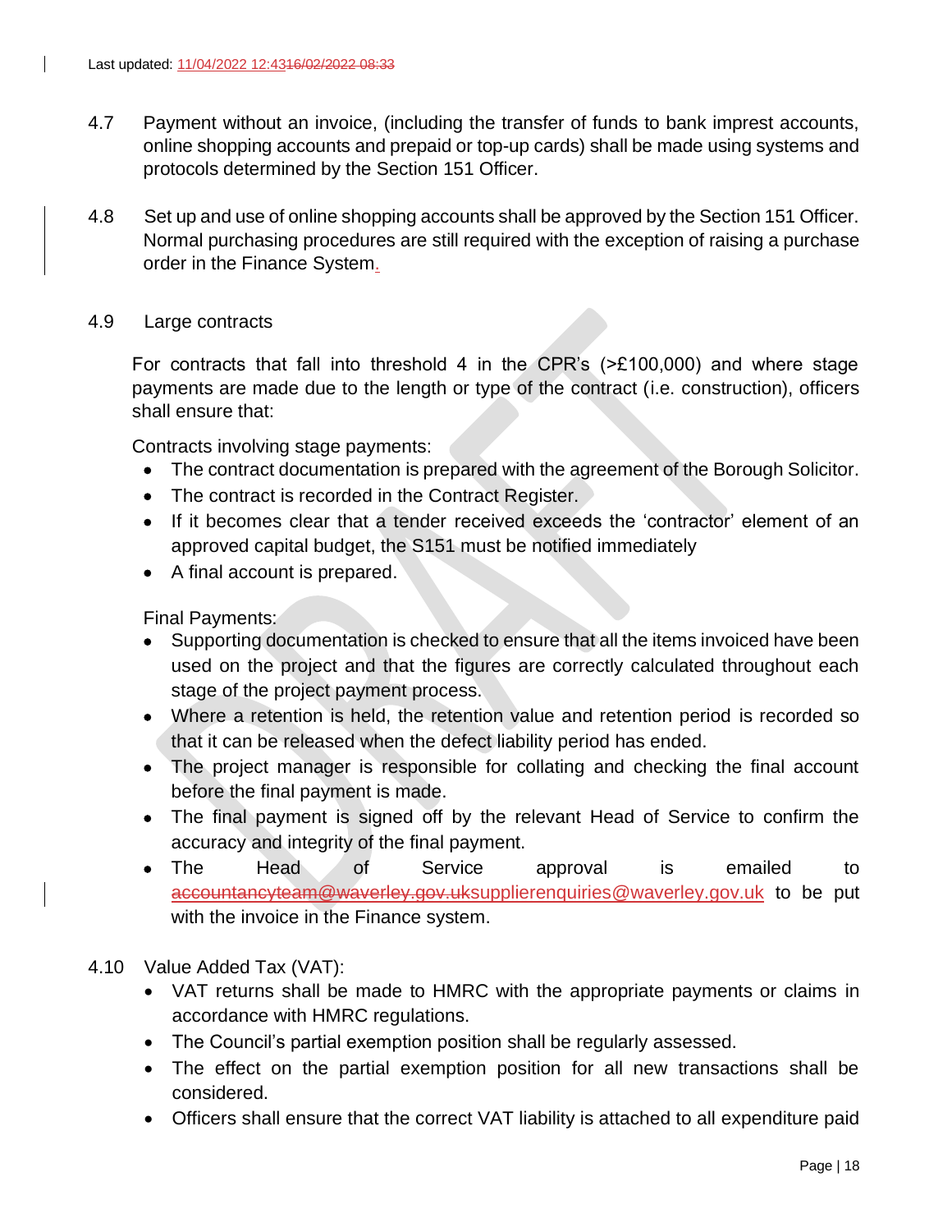4.7 Payment without an invoice, (including the transfer of funds to bank imprest accounts, online shopping accounts and prepaid or top-up cards) shall be made using systems and protocols determined by the Section 151 Officer.

4.8 Set up and use of online shopping accounts shall be approved by the Section 151 Officer. Normal purchasing procedures are still required with the exception of raising a purchase order in the Finance System.

4.9 Large contracts

For contracts that fall into threshold 4 in the CPR's (>£100,000) and where stage payments are made due to the length or type of the contract (i.e. construction), officers shall ensure that:

Contracts involving stage payments:

- The contract documentation is prepared with the agreement of the Borough Solicitor.
- The contract is recorded in the Contract Register.
- If it becomes clear that a tender received exceeds the 'contractor' element of an approved capital budget, the S151 must be notified immediately
- A final account is prepared.

Final Payments:

- Supporting documentation is checked to ensure that all the items invoiced have been used on the project and that the figures are correctly calculated throughout each stage of the project payment process.
- Where a retention is held, the retention value and retention period is recorded so that it can be released when the defect liability period has ended.
- The project manager is responsible for collating and checking the final account before the final payment is made.
- The final payment is signed off by the relevant Head of Service to confirm the accuracy and integrity of the final payment.
- The Head of Service approval is emailed to ~~accountancyteam@waverley.gov.uk~~supplierenquiries@waverley.gov.uk to be put with the invoice in the Finance system.

4.10 Value Added Tax (VAT):

- VAT returns shall be made to HMRC with the appropriate payments or claims in accordance with HMRC regulations.
- The Council's partial exemption position shall be regularly assessed.
- The effect on the partial exemption position for all new transactions shall be considered.
- Officers shall ensure that the correct VAT liability is attached to all expenditure paid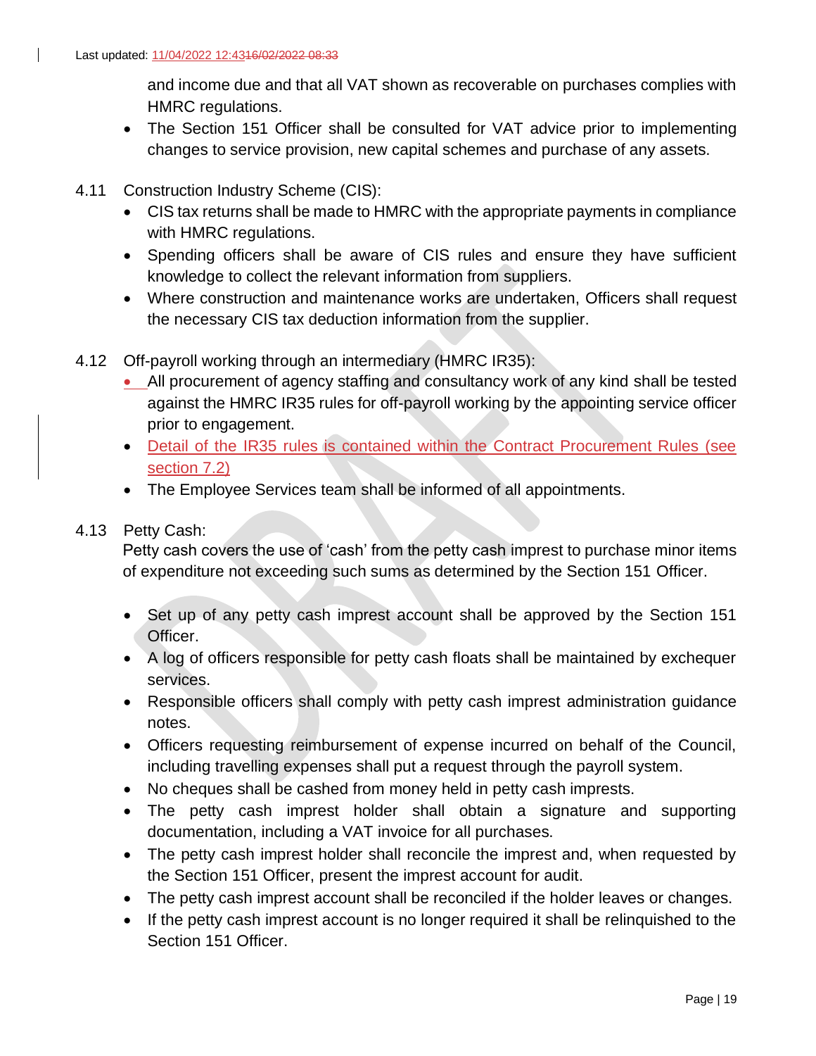and income due and that all VAT shown as recoverable on purchases complies with HMRC regulations.

- The Section 151 Officer shall be consulted for VAT advice prior to implementing changes to service provision, new capital schemes and purchase of any assets.

4.11 Construction Industry Scheme (CIS):

- CIS tax returns shall be made to HMRC with the appropriate payments in compliance with HMRC regulations.
- Spending officers shall be aware of CIS rules and ensure they have sufficient knowledge to collect the relevant information from suppliers.
- Where construction and maintenance works are undertaken, Officers shall request the necessary CIS tax deduction information from the supplier.

4.12 Off-payroll working through an intermediary (HMRC IR35):

- All procurement of agency staffing and consultancy work of any kind shall be tested against the HMRC IR35 rules for off-payroll working by the appointing service officer prior to engagement.
- Detail of the IR35 rules is contained within the Contract Procurement Rules (see section 7.2)
- The Employee Services team shall be informed of all appointments.

4.13 Petty Cash:

Petty cash covers the use of 'cash' from the petty cash imprest to purchase minor items of expenditure not exceeding such sums as determined by the Section 151 Officer.

- Set up of any petty cash imprest account shall be approved by the Section 151 Officer.
- A log of officers responsible for petty cash floats shall be maintained by exchequer services.
- Responsible officers shall comply with petty cash imprest administration guidance notes.
- Officers requesting reimbursement of expense incurred on behalf of the Council, including travelling expenses shall put a request through the payroll system.
- No cheques shall be cashed from money held in petty cash imprests.
- The petty cash imprest holder shall obtain a signature and supporting documentation, including a VAT invoice for all purchases.
- The petty cash imprest holder shall reconcile the imprest and, when requested by the Section 151 Officer, present the imprest account for audit.
- The petty cash imprest account shall be reconciled if the holder leaves or changes.
- If the petty cash imprest account is no longer required it shall be relinquished to the Section 151 Officer.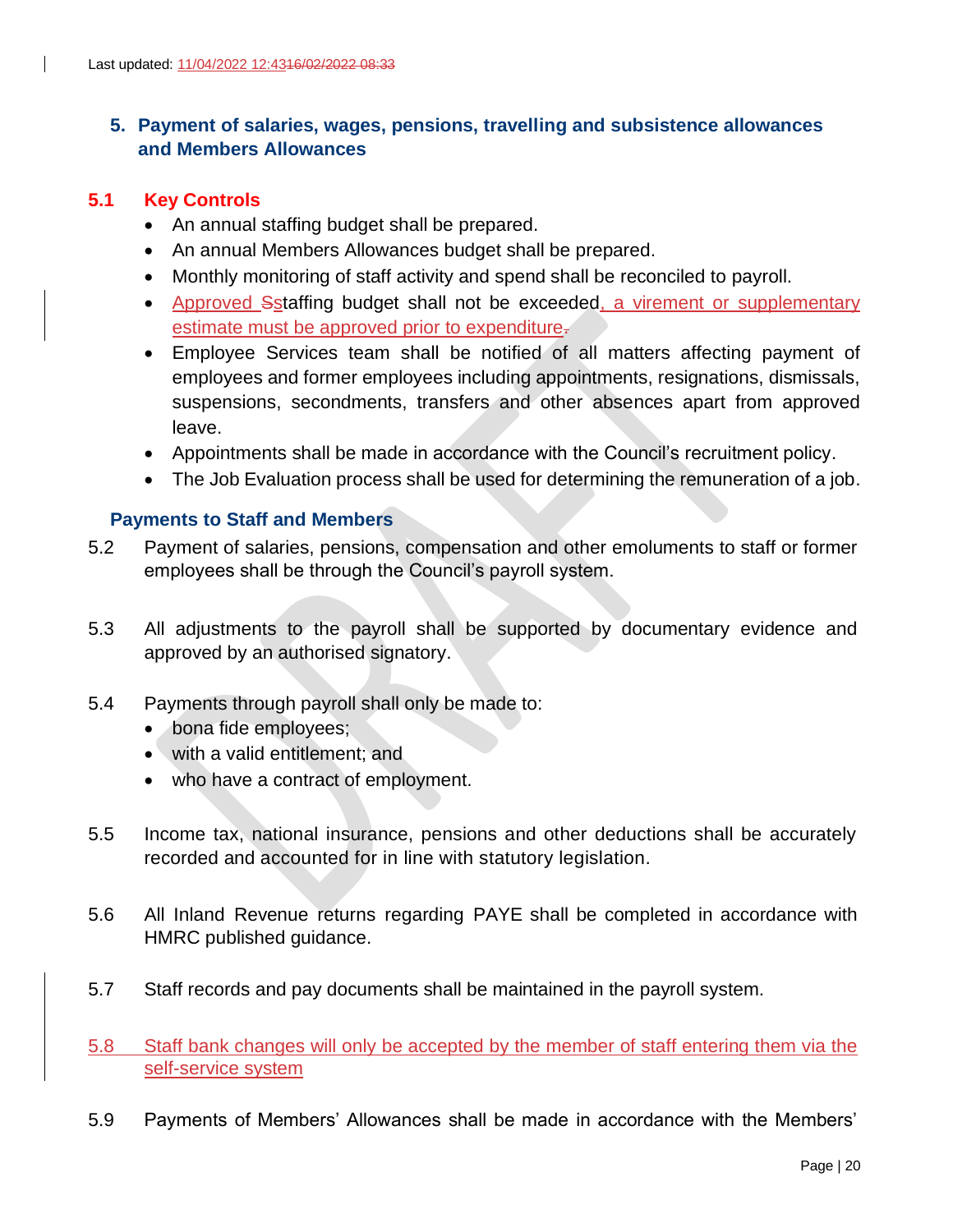## 5. Payment of salaries, wages, pensions, travelling and subsistence allowances and Members Allowances

### 5.1 Key Controls

- An annual staffing budget shall be prepared.
- An annual Members Allowances budget shall be prepared.
- Monthly monitoring of staff activity and spend shall be reconciled to payroll.
- Approved staffing budget shall not be exceeded, a virement or supplementary estimate must be approved prior to expenditure.
- Employee Services team shall be notified of all matters affecting payment of employees and former employees including appointments, resignations, dismissals, suspensions, secondments, transfers and other absences apart from approved leave.
- Appointments shall be made in accordance with the Council's recruitment policy.
- The Job Evaluation process shall be used for determining the remuneration of a job.

### Payments to Staff and Members

5.2 Payment of salaries, pensions, compensation and other emoluments to staff or former employees shall be through the Council's payroll system.

5.3 All adjustments to the payroll shall be supported by documentary evidence and approved by an authorised signatory.

5.4 Payments through payroll shall only be made to:

- bona fide employees;
- with a valid entitlement; and
- who have a contract of employment.

5.5 Income tax, national insurance, pensions and other deductions shall be accurately recorded and accounted for in line with statutory legislation.

5.6 All Inland Revenue returns regarding PAYE shall be completed in accordance with HMRC published guidance.

5.7 Staff records and pay documents shall be maintained in the payroll system.

5.8 Staff bank changes will only be accepted by the member of staff entering them via the self-service system

5.9 Payments of Members' Allowances shall be made in accordance with the Members'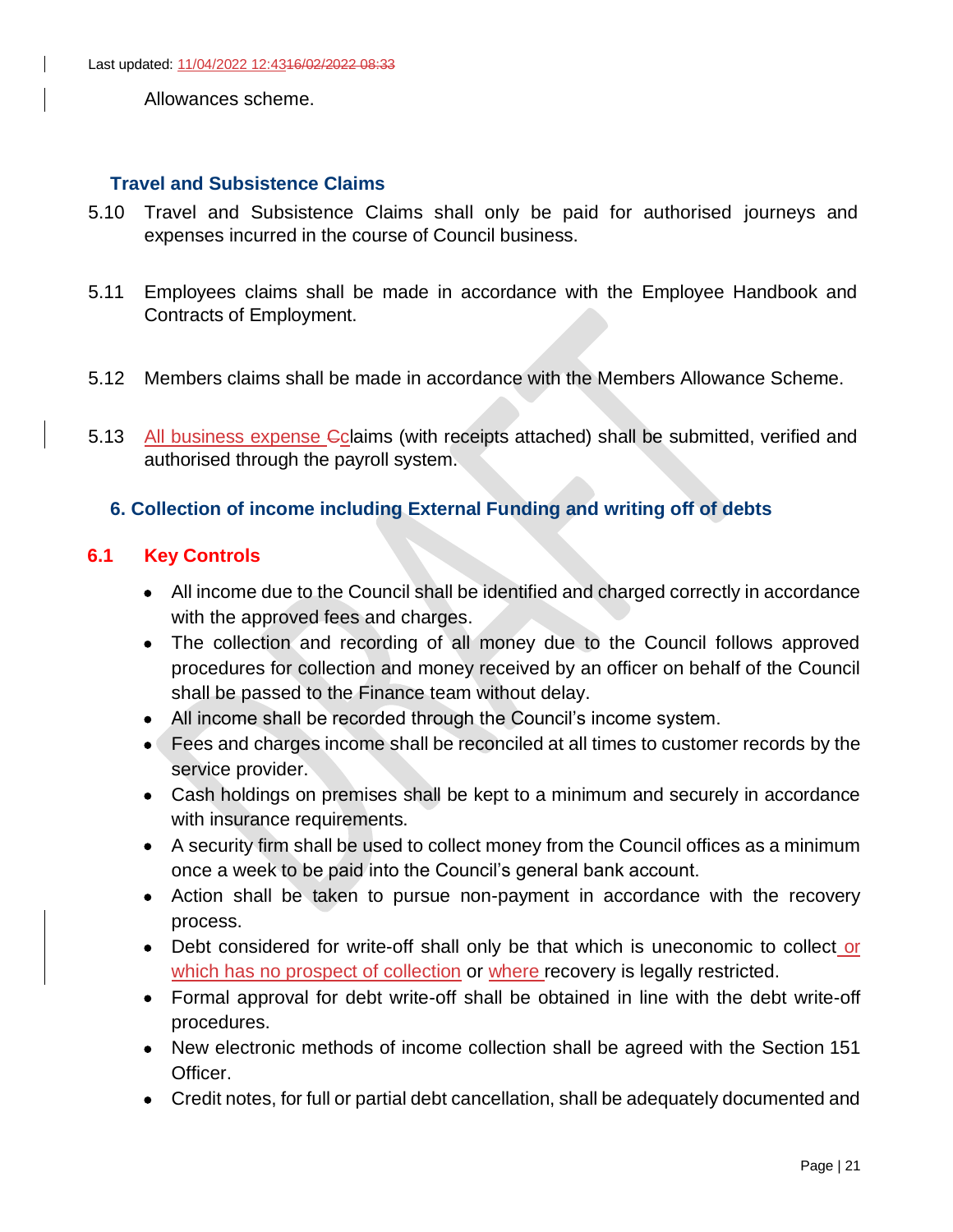Allowances scheme.

### Travel and Subsistence Claims

5.10 Travel and Subsistence Claims shall only be paid for authorised journeys and expenses incurred in the course of Council business.

5.11 Employees claims shall be made in accordance with the Employee Handbook and Contracts of Employment.

5.12 Members claims shall be made in accordance with the Members Allowance Scheme.

5.13 All business expense claims (with receipts attached) shall be submitted, verified and authorised through the payroll system.

## 6. Collection of income including External Funding and writing off of debts

### 6.1 Key Controls

- All income due to the Council shall be identified and charged correctly in accordance with the approved fees and charges.
- The collection and recording of all money due to the Council follows approved procedures for collection and money received by an officer on behalf of the Council shall be passed to the Finance team without delay.
- All income shall be recorded through the Council's income system.
- Fees and charges income shall be reconciled at all times to customer records by the service provider.
- Cash holdings on premises shall be kept to a minimum and securely in accordance with insurance requirements.
- A security firm shall be used to collect money from the Council offices as a minimum once a week to be paid into the Council's general bank account.
- Action shall be taken to pursue non-payment in accordance with the recovery process.
- Debt considered for write-off shall only be that which is uneconomic to collect or which has no prospect of collection or where recovery is legally restricted.
- Formal approval for debt write-off shall be obtained in line with the debt write-off procedures.
- New electronic methods of income collection shall be agreed with the Section 151 Officer.
- Credit notes, for full or partial debt cancellation, shall be adequately documented and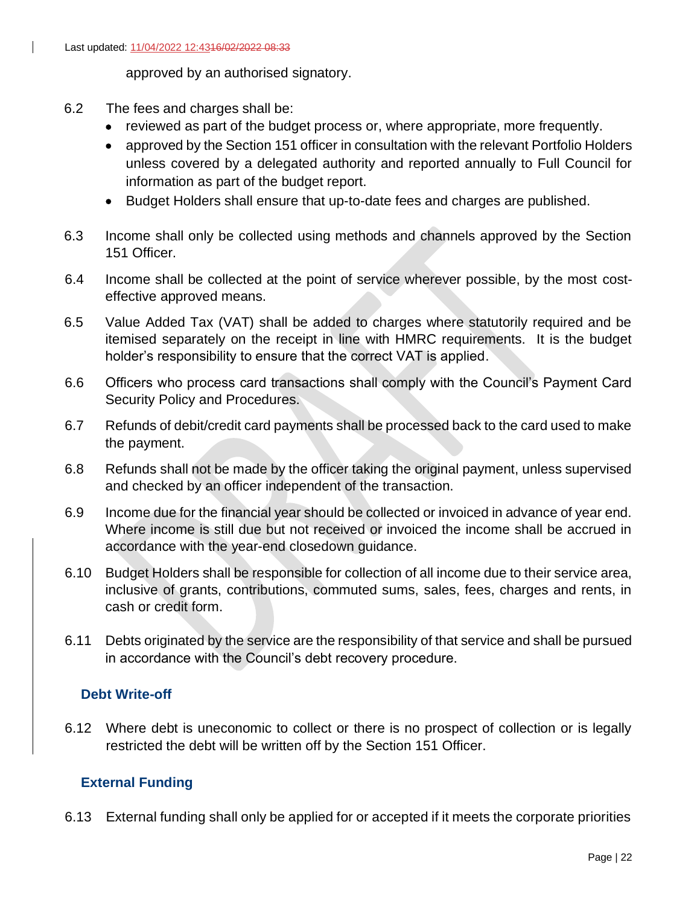approved by an authorised signatory.

6.2 The fees and charges shall be:

- reviewed as part of the budget process or, where appropriate, more frequently.
- approved by the Section 151 officer in consultation with the relevant Portfolio Holders unless covered by a delegated authority and reported annually to Full Council for information as part of the budget report.
- Budget Holders shall ensure that up-to-date fees and charges are published.

6.3 Income shall only be collected using methods and channels approved by the Section 151 Officer.

6.4 Income shall be collected at the point of service wherever possible, by the most cost-effective approved means.

6.5 Value Added Tax (VAT) shall be added to charges where statutorily required and be itemised separately on the receipt in line with HMRC requirements. It is the budget holder's responsibility to ensure that the correct VAT is applied.

6.6 Officers who process card transactions shall comply with the Council's Payment Card Security Policy and Procedures.

6.7 Refunds of debit/credit card payments shall be processed back to the card used to make the payment.

6.8 Refunds shall not be made by the officer taking the original payment, unless supervised and checked by an officer independent of the transaction.

6.9 Income due for the financial year should be collected or invoiced in advance of year end. Where income is still due but not received or invoiced the income shall be accrued in accordance with the year-end closedown guidance.

6.10 Budget Holders shall be responsible for collection of all income due to their service area, inclusive of grants, contributions, commuted sums, sales, fees, charges and rents, in cash or credit form.

6.11 Debts originated by the service are the responsibility of that service and shall be pursued in accordance with the Council's debt recovery procedure.

### Debt Write-off

6.12 Where debt is uneconomic to collect or there is no prospect of collection or is legally restricted the debt will be written off by the Section 151 Officer.

### External Funding

6.13 External funding shall only be applied for or accepted if it meets the corporate priorities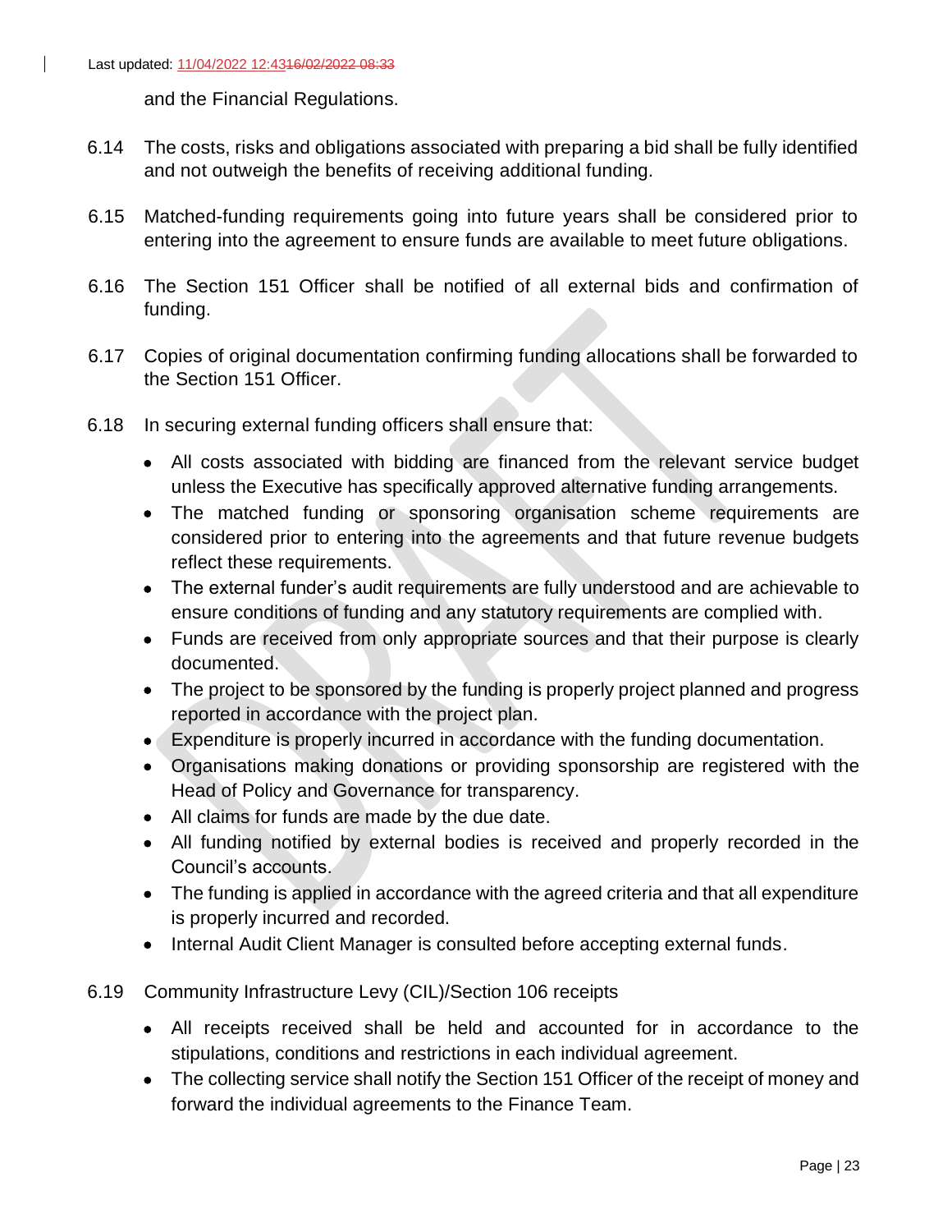and the Financial Regulations.

6.14 The costs, risks and obligations associated with preparing a bid shall be fully identified and not outweigh the benefits of receiving additional funding.

6.15 Matched-funding requirements going into future years shall be considered prior to entering into the agreement to ensure funds are available to meet future obligations.

6.16 The Section 151 Officer shall be notified of all external bids and confirmation of funding.

6.17 Copies of original documentation confirming funding allocations shall be forwarded to the Section 151 Officer.

6.18 In securing external funding officers shall ensure that:

- All costs associated with bidding are financed from the relevant service budget unless the Executive has specifically approved alternative funding arrangements.
- The matched funding or sponsoring organisation scheme requirements are considered prior to entering into the agreements and that future revenue budgets reflect these requirements.
- The external funder's audit requirements are fully understood and are achievable to ensure conditions of funding and any statutory requirements are complied with.
- Funds are received from only appropriate sources and that their purpose is clearly documented.
- The project to be sponsored by the funding is properly project planned and progress reported in accordance with the project plan.
- Expenditure is properly incurred in accordance with the funding documentation.
- Organisations making donations or providing sponsorship are registered with the Head of Policy and Governance for transparency.
- All claims for funds are made by the due date.
- All funding notified by external bodies is received and properly recorded in the Council's accounts.
- The funding is applied in accordance with the agreed criteria and that all expenditure is properly incurred and recorded.
- Internal Audit Client Manager is consulted before accepting external funds.

6.19 Community Infrastructure Levy (CIL)/Section 106 receipts

- All receipts received shall be held and accounted for in accordance to the stipulations, conditions and restrictions in each individual agreement.
- The collecting service shall notify the Section 151 Officer of the receipt of money and forward the individual agreements to the Finance Team.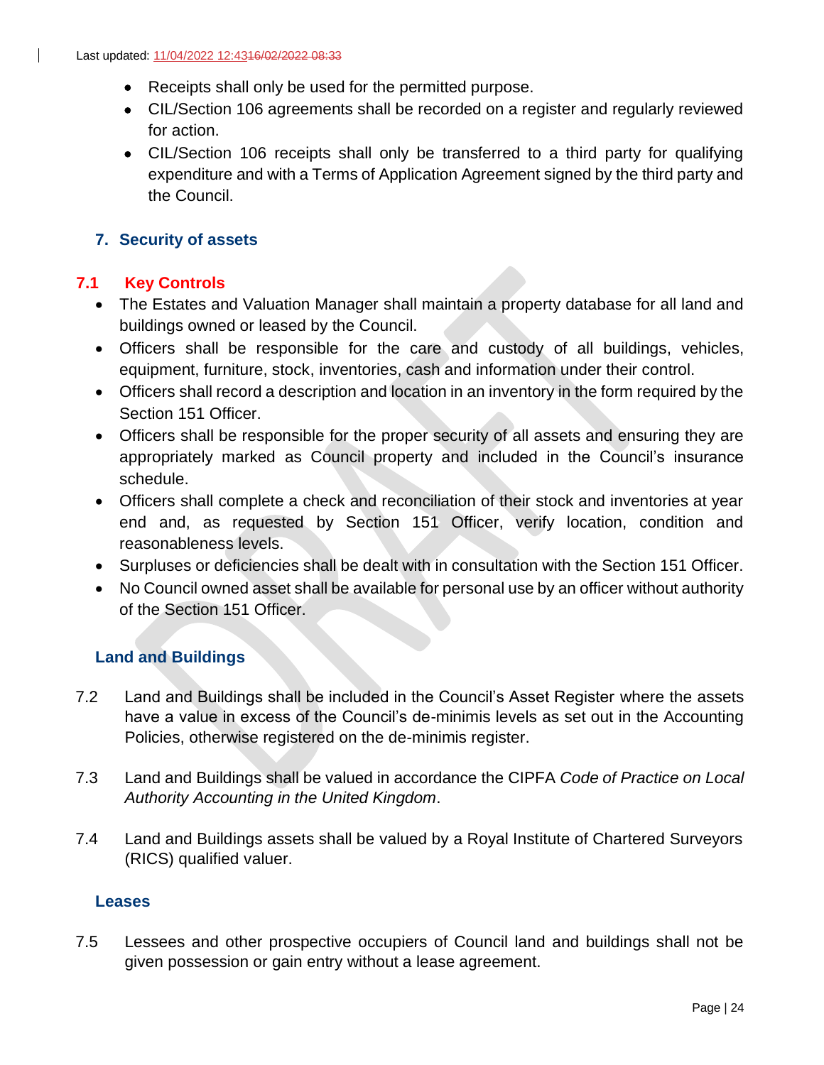- Receipts shall only be used for the permitted purpose.
- CIL/Section 106 agreements shall be recorded on a register and regularly reviewed for action.
- CIL/Section 106 receipts shall only be transferred to a third party for qualifying expenditure and with a Terms of Application Agreement signed by the third party and the Council.

## 7. Security of assets

### 7.1 Key Controls

- The Estates and Valuation Manager shall maintain a property database for all land and buildings owned or leased by the Council.
- Officers shall be responsible for the care and custody of all buildings, vehicles, equipment, furniture, stock, inventories, cash and information under their control.
- Officers shall record a description and location in an inventory in the form required by the Section 151 Officer.
- Officers shall be responsible for the proper security of all assets and ensuring they are appropriately marked as Council property and included in the Council's insurance schedule.
- Officers shall complete a check and reconciliation of their stock and inventories at year end and, as requested by Section 151 Officer, verify location, condition and reasonableness levels.
- Surpluses or deficiencies shall be dealt with in consultation with the Section 151 Officer.
- No Council owned asset shall be available for personal use by an officer without authority of the Section 151 Officer.

### Land and Buildings

7.2 Land and Buildings shall be included in the Council's Asset Register where the assets have a value in excess of the Council's de-minimis levels as set out in the Accounting Policies, otherwise registered on the de-minimis register.

7.3 Land and Buildings shall be valued in accordance the CIPFA *Code of Practice on Local Authority Accounting in the United Kingdom*.

7.4 Land and Buildings assets shall be valued by a Royal Institute of Chartered Surveyors (RICS) qualified valuer.

### Leases

7.5 Lessees and other prospective occupiers of Council land and buildings shall not be given possession or gain entry without a lease agreement.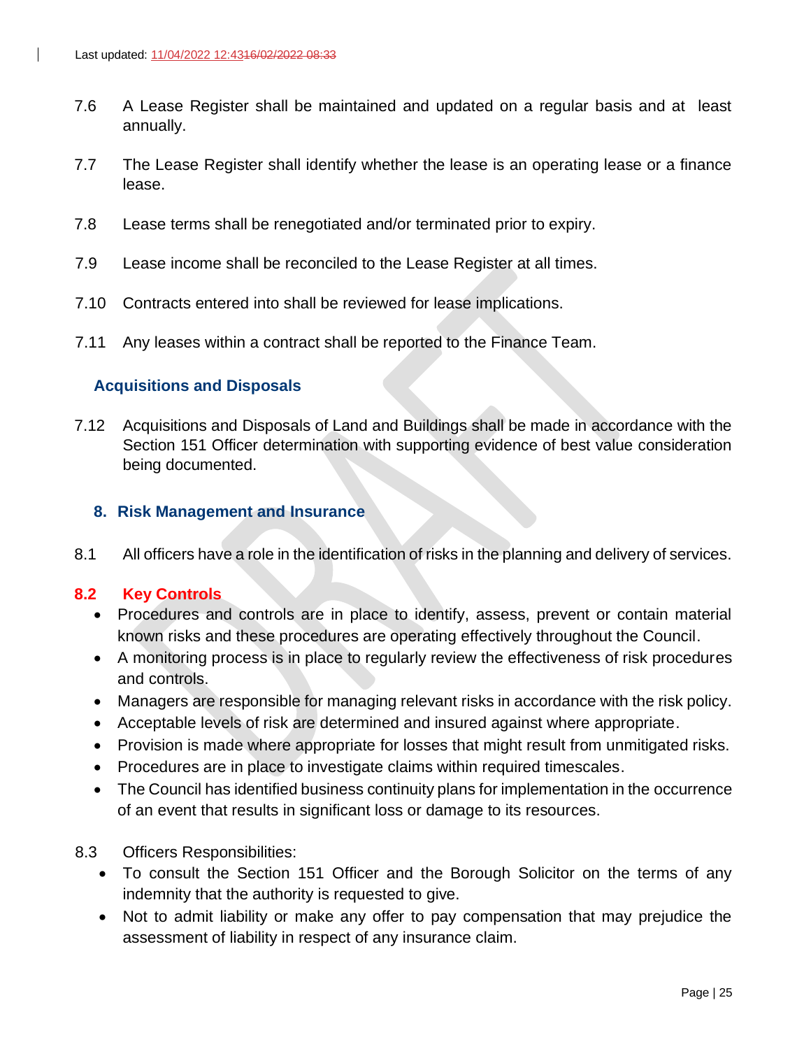7.6 A Lease Register shall be maintained and updated on a regular basis and at least annually.

7.7 The Lease Register shall identify whether the lease is an operating lease or a finance lease.

7.8 Lease terms shall be renegotiated and/or terminated prior to expiry.

7.9 Lease income shall be reconciled to the Lease Register at all times.

7.10 Contracts entered into shall be reviewed for lease implications.

7.11 Any leases within a contract shall be reported to the Finance Team.

### Acquisitions and Disposals

7.12 Acquisitions and Disposals of Land and Buildings shall be made in accordance with the Section 151 Officer determination with supporting evidence of best value consideration being documented.

## 8. Risk Management and Insurance

8.1 All officers have a role in the identification of risks in the planning and delivery of services.

### 8.2 Key Controls

- Procedures and controls are in place to identify, assess, prevent or contain material known risks and these procedures are operating effectively throughout the Council.
- A monitoring process is in place to regularly review the effectiveness of risk procedures and controls.
- Managers are responsible for managing relevant risks in accordance with the risk policy.
- Acceptable levels of risk are determined and insured against where appropriate.
- Provision is made where appropriate for losses that might result from unmitigated risks.
- Procedures are in place to investigate claims within required timescales.
- The Council has identified business continuity plans for implementation in the occurrence of an event that results in significant loss or damage to its resources.

8.3 Officers Responsibilities:

- To consult the Section 151 Officer and the Borough Solicitor on the terms of any indemnity that the authority is requested to give.
- Not to admit liability or make any offer to pay compensation that may prejudice the assessment of liability in respect of any insurance claim.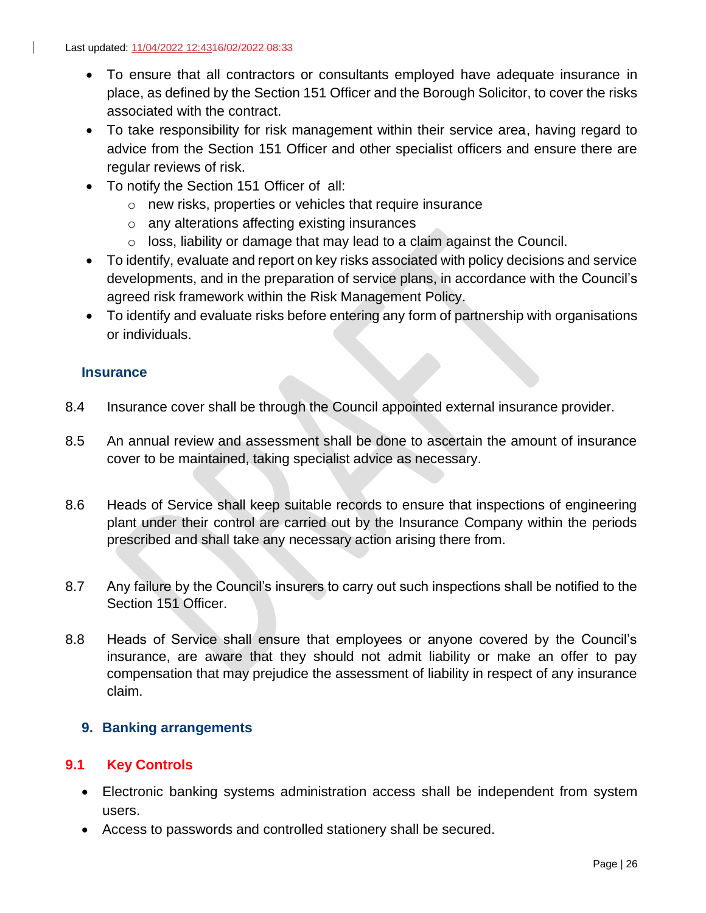- To ensure that all contractors or consultants employed have adequate insurance in place, as defined by the Section 151 Officer and the Borough Solicitor, to cover the risks associated with the contract.
- To take responsibility for risk management within their service area, having regard to advice from the Section 151 Officer and other specialist officers and ensure there are regular reviews of risk.
- To notify the Section 151 Officer of all:
  - new risks, properties or vehicles that require insurance
  - any alterations affecting existing insurances
  - loss, liability or damage that may lead to a claim against the Council.
- To identify, evaluate and report on key risks associated with policy decisions and service developments, and in the preparation of service plans, in accordance with the Council's agreed risk framework within the Risk Management Policy.
- To identify and evaluate risks before entering any form of partnership with organisations or individuals.

### Insurance

8.4 Insurance cover shall be through the Council appointed external insurance provider.

8.5 An annual review and assessment shall be done to ascertain the amount of insurance cover to be maintained, taking specialist advice as necessary.

8.6 Heads of Service shall keep suitable records to ensure that inspections of engineering plant under their control are carried out by the Insurance Company within the periods prescribed and shall take any necessary action arising there from.

8.7 Any failure by the Council's insurers to carry out such inspections shall be notified to the Section 151 Officer.

8.8 Heads of Service shall ensure that employees or anyone covered by the Council's insurance, are aware that they should not admit liability or make an offer to pay compensation that may prejudice the assessment of liability in respect of any insurance claim.

## 9. Banking arrangements

### 9.1 Key Controls

- Electronic banking systems administration access shall be independent from system users.
- Access to passwords and controlled stationery shall be secured.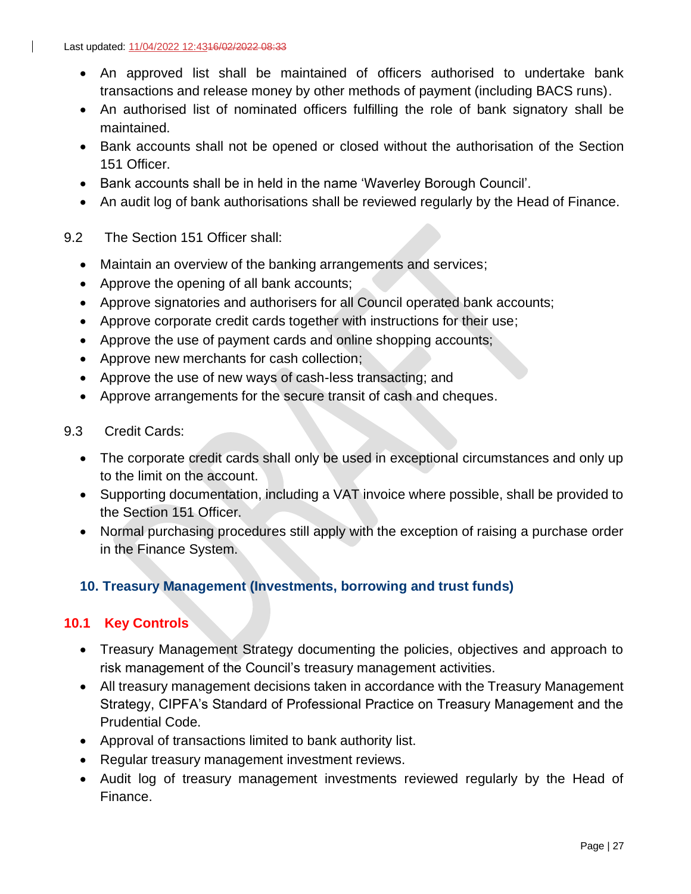- An approved list shall be maintained of officers authorised to undertake bank transactions and release money by other methods of payment (including BACS runs).
- An authorised list of nominated officers fulfilling the role of bank signatory shall be maintained.
- Bank accounts shall not be opened or closed without the authorisation of the Section 151 Officer.
- Bank accounts shall be in held in the name 'Waverley Borough Council'.
- An audit log of bank authorisations shall be reviewed regularly by the Head of Finance.

9.2 The Section 151 Officer shall:

- Maintain an overview of the banking arrangements and services;
- Approve the opening of all bank accounts;
- Approve signatories and authorisers for all Council operated bank accounts;
- Approve corporate credit cards together with instructions for their use;
- Approve the use of payment cards and online shopping accounts;
- Approve new merchants for cash collection;
- Approve the use of new ways of cash-less transacting; and
- Approve arrangements for the secure transit of cash and cheques.

9.3 Credit Cards:

- The corporate credit cards shall only be used in exceptional circumstances and only up to the limit on the account.
- Supporting documentation, including a VAT invoice where possible, shall be provided to the Section 151 Officer.
- Normal purchasing procedures still apply with the exception of raising a purchase order in the Finance System.

## 10. Treasury Management (Investments, borrowing and trust funds)

### 10.1 Key Controls

- Treasury Management Strategy documenting the policies, objectives and approach to risk management of the Council's treasury management activities.
- All treasury management decisions taken in accordance with the Treasury Management Strategy, CIPFA's Standard of Professional Practice on Treasury Management and the Prudential Code.
- Approval of transactions limited to bank authority list.
- Regular treasury management investment reviews.
- Audit log of treasury management investments reviewed regularly by the Head of Finance.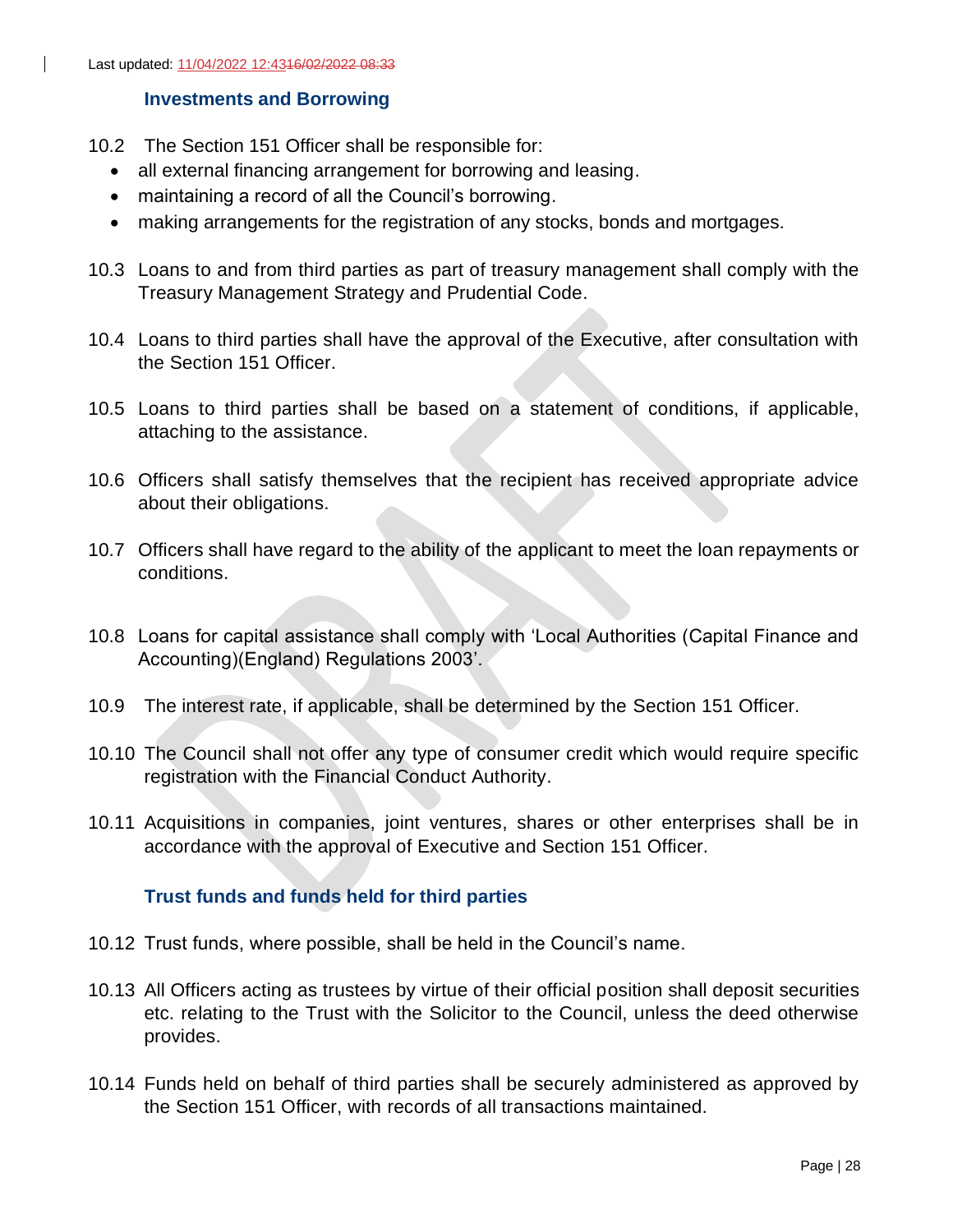### Investments and Borrowing

10.2 The Section 151 Officer shall be responsible for:

- all external financing arrangement for borrowing and leasing.
- maintaining a record of all the Council's borrowing.
- making arrangements for the registration of any stocks, bonds and mortgages.

10.3 Loans to and from third parties as part of treasury management shall comply with the Treasury Management Strategy and Prudential Code.

10.4 Loans to third parties shall have the approval of the Executive, after consultation with the Section 151 Officer.

10.5 Loans to third parties shall be based on a statement of conditions, if applicable, attaching to the assistance.

10.6 Officers shall satisfy themselves that the recipient has received appropriate advice about their obligations.

10.7 Officers shall have regard to the ability of the applicant to meet the loan repayments or conditions.

10.8 Loans for capital assistance shall comply with 'Local Authorities (Capital Finance and Accounting)(England) Regulations 2003'.

10.9 The interest rate, if applicable, shall be determined by the Section 151 Officer.

10.10 The Council shall not offer any type of consumer credit which would require specific registration with the Financial Conduct Authority.

10.11 Acquisitions in companies, joint ventures, shares or other enterprises shall be in accordance with the approval of Executive and Section 151 Officer.

### Trust funds and funds held for third parties

10.12 Trust funds, where possible, shall be held in the Council's name.

10.13 All Officers acting as trustees by virtue of their official position shall deposit securities etc. relating to the Trust with the Solicitor to the Council, unless the deed otherwise provides.

10.14 Funds held on behalf of third parties shall be securely administered as approved by the Section 151 Officer, with records of all transactions maintained.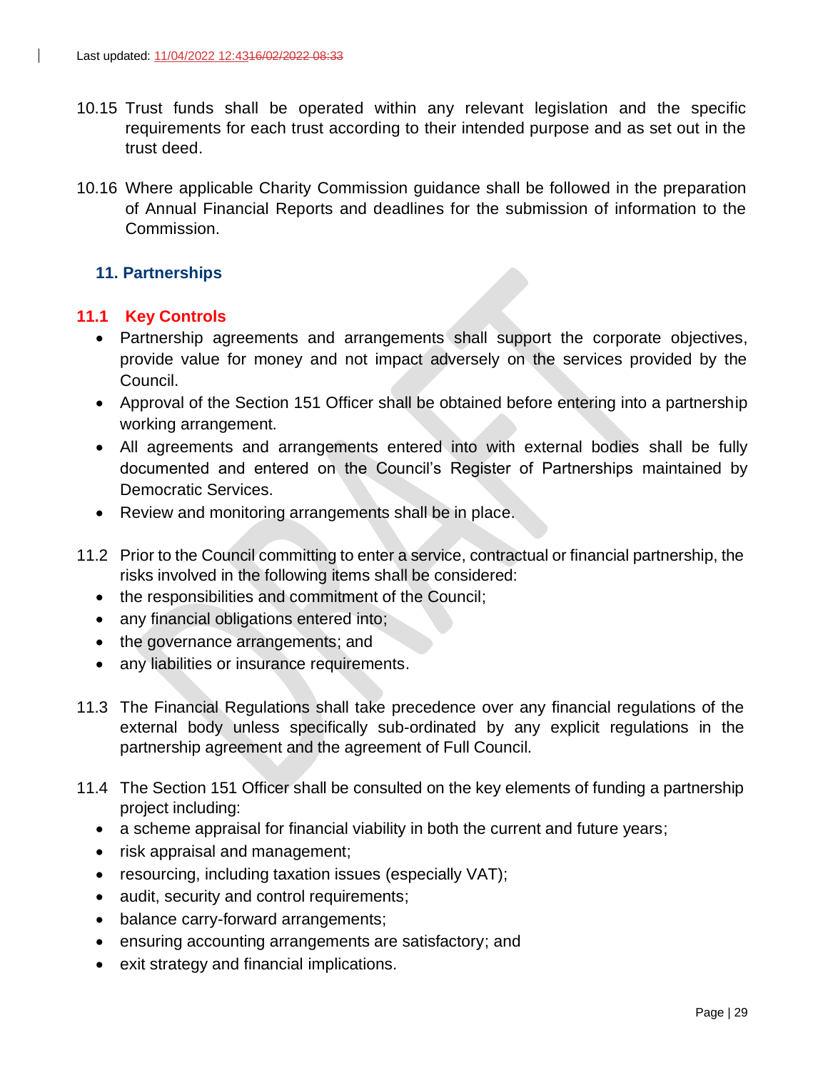10.15 Trust funds shall be operated within any relevant legislation and the specific requirements for each trust according to their intended purpose and as set out in the trust deed.

10.16 Where applicable Charity Commission guidance shall be followed in the preparation of Annual Financial Reports and deadlines for the submission of information to the Commission.

## 11. Partnerships

### 11.1 Key Controls

- Partnership agreements and arrangements shall support the corporate objectives, provide value for money and not impact adversely on the services provided by the Council.
- Approval of the Section 151 Officer shall be obtained before entering into a partnership working arrangement.
- All agreements and arrangements entered into with external bodies shall be fully documented and entered on the Council's Register of Partnerships maintained by Democratic Services.
- Review and monitoring arrangements shall be in place.

11.2 Prior to the Council committing to enter a service, contractual or financial partnership, the risks involved in the following items shall be considered:

- the responsibilities and commitment of the Council;
- any financial obligations entered into;
- the governance arrangements; and
- any liabilities or insurance requirements.

11.3 The Financial Regulations shall take precedence over any financial regulations of the external body unless specifically sub-ordinated by any explicit regulations in the partnership agreement and the agreement of Full Council.

11.4 The Section 151 Officer shall be consulted on the key elements of funding a partnership project including:

- a scheme appraisal for financial viability in both the current and future years;
- risk appraisal and management;
- resourcing, including taxation issues (especially VAT);
- audit, security and control requirements;
- balance carry-forward arrangements;
- ensuring accounting arrangements are satisfactory; and
- exit strategy and financial implications.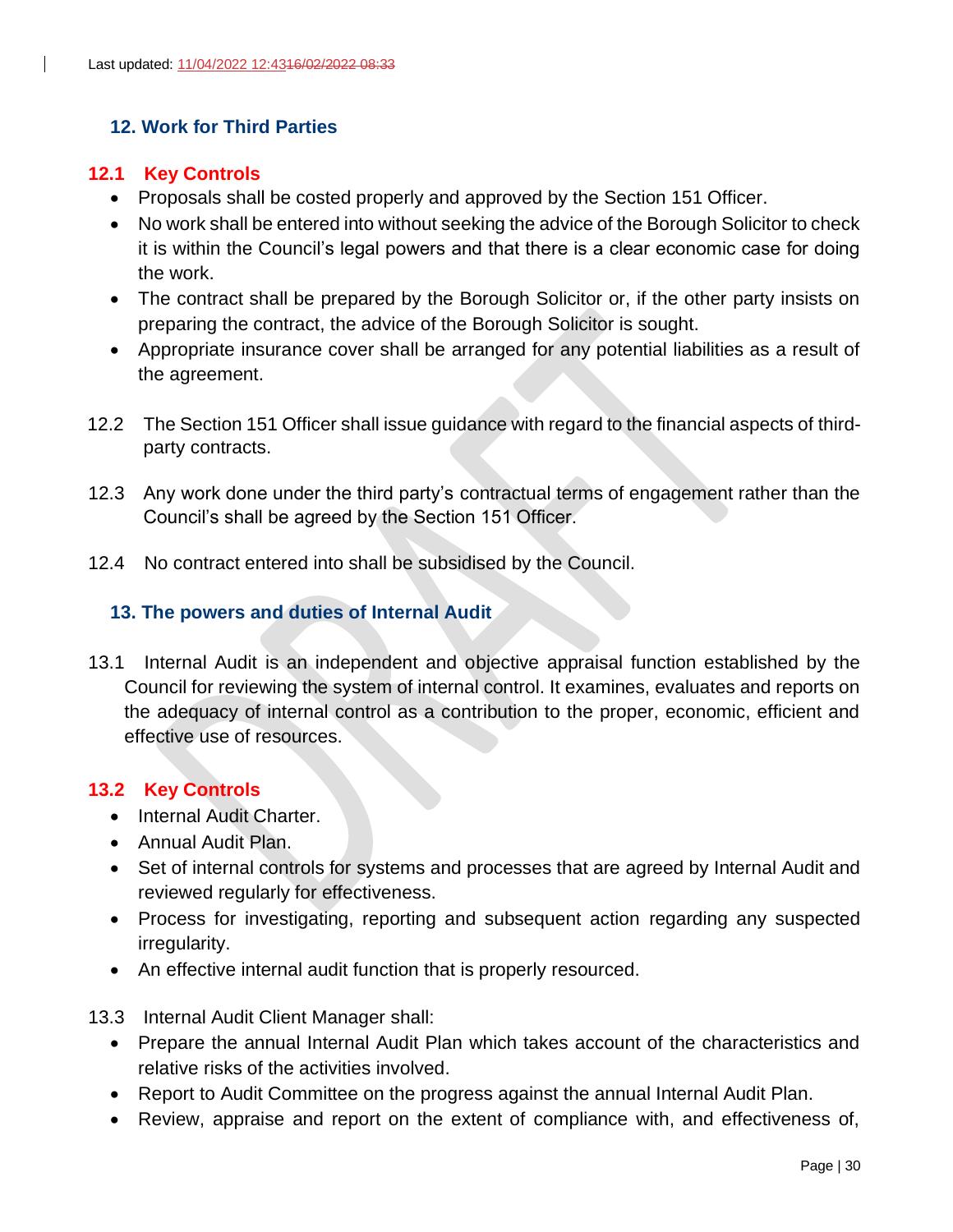## 12. Work for Third Parties

### 12.1 Key Controls

- Proposals shall be costed properly and approved by the Section 151 Officer.
- No work shall be entered into without seeking the advice of the Borough Solicitor to check it is within the Council's legal powers and that there is a clear economic case for doing the work.
- The contract shall be prepared by the Borough Solicitor or, if the other party insists on preparing the contract, the advice of the Borough Solicitor is sought.
- Appropriate insurance cover shall be arranged for any potential liabilities as a result of the agreement.

12.2 The Section 151 Officer shall issue guidance with regard to the financial aspects of third-party contracts.

12.3 Any work done under the third party's contractual terms of engagement rather than the Council's shall be agreed by the Section 151 Officer.

12.4 No contract entered into shall be subsidised by the Council.

## 13. The powers and duties of Internal Audit

13.1 Internal Audit is an independent and objective appraisal function established by the Council for reviewing the system of internal control. It examines, evaluates and reports on the adequacy of internal control as a contribution to the proper, economic, efficient and effective use of resources.

### 13.2 Key Controls

- Internal Audit Charter.
- Annual Audit Plan.
- Set of internal controls for systems and processes that are agreed by Internal Audit and reviewed regularly for effectiveness.
- Process for investigating, reporting and subsequent action regarding any suspected irregularity.
- An effective internal audit function that is properly resourced.

13.3 Internal Audit Client Manager shall:

- Prepare the annual Internal Audit Plan which takes account of the characteristics and relative risks of the activities involved.
- Report to Audit Committee on the progress against the annual Internal Audit Plan.
- Review, appraise and report on the extent of compliance with, and effectiveness of,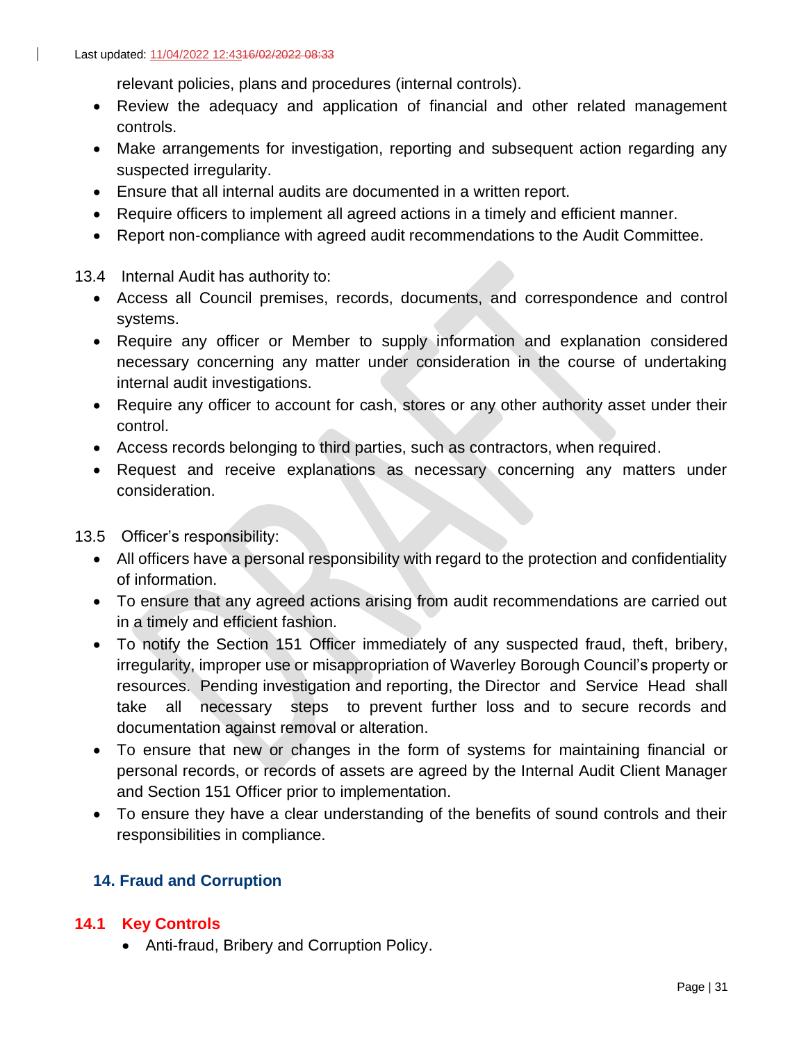relevant policies, plans and procedures (internal controls).

- Review the adequacy and application of financial and other related management controls.
- Make arrangements for investigation, reporting and subsequent action regarding any suspected irregularity.
- Ensure that all internal audits are documented in a written report.
- Require officers to implement all agreed actions in a timely and efficient manner.
- Report non-compliance with agreed audit recommendations to the Audit Committee.

13.4 Internal Audit has authority to:

- Access all Council premises, records, documents, and correspondence and control systems.
- Require any officer or Member to supply information and explanation considered necessary concerning any matter under consideration in the course of undertaking internal audit investigations.
- Require any officer to account for cash, stores or any other authority asset under their control.
- Access records belonging to third parties, such as contractors, when required.
- Request and receive explanations as necessary concerning any matters under consideration.

13.5 Officer's responsibility:

- All officers have a personal responsibility with regard to the protection and confidentiality of information.
- To ensure that any agreed actions arising from audit recommendations are carried out in a timely and efficient fashion.
- To notify the Section 151 Officer immediately of any suspected fraud, theft, bribery, irregularity, improper use or misappropriation of Waverley Borough Council's property or resources. Pending investigation and reporting, the Director and Service Head shall take all necessary steps to prevent further loss and to secure records and documentation against removal or alteration.
- To ensure that new or changes in the form of systems for maintaining financial or personal records, or records of assets are agreed by the Internal Audit Client Manager and Section 151 Officer prior to implementation.
- To ensure they have a clear understanding of the benefits of sound controls and their responsibilities in compliance.

## 14. Fraud and Corruption

### 14.1 Key Controls

- Anti-fraud, Bribery and Corruption Policy.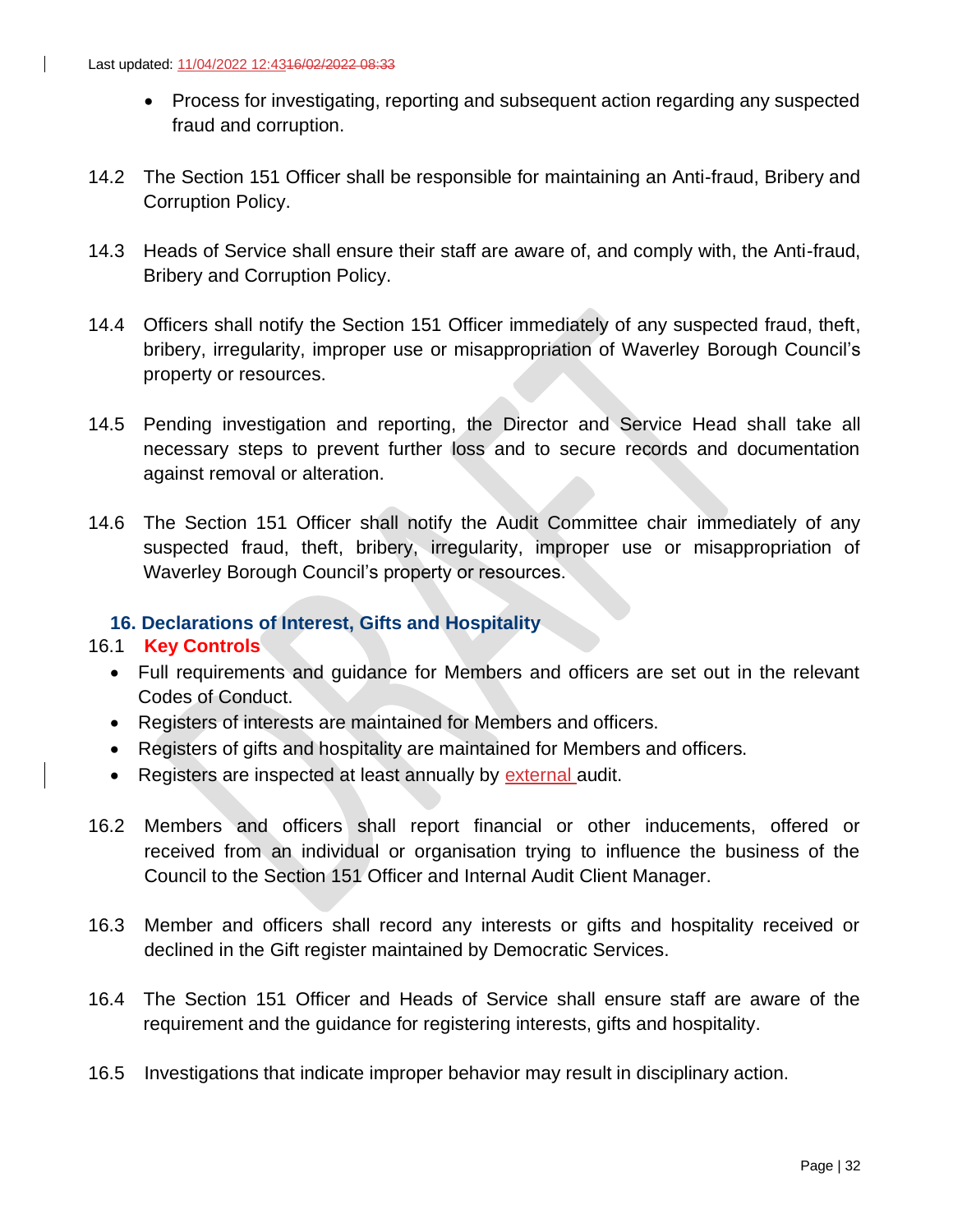- Process for investigating, reporting and subsequent action regarding any suspected fraud and corruption.

14.2 The Section 151 Officer shall be responsible for maintaining an Anti-fraud, Bribery and Corruption Policy.

14.3 Heads of Service shall ensure their staff are aware of, and comply with, the Anti-fraud, Bribery and Corruption Policy.

14.4 Officers shall notify the Section 151 Officer immediately of any suspected fraud, theft, bribery, irregularity, improper use or misappropriation of Waverley Borough Council's property or resources.

14.5 Pending investigation and reporting, the Director and Service Head shall take all necessary steps to prevent further loss and to secure records and documentation against removal or alteration.

14.6 The Section 151 Officer shall notify the Audit Committee chair immediately of any suspected fraud, theft, bribery, irregularity, improper use or misappropriation of Waverley Borough Council's property or resources.

## 16. Declarations of Interest, Gifts and Hospitality

16.1 **Key Controls**

- Full requirements and guidance for Members and officers are set out in the relevant Codes of Conduct.
- Registers of interests are maintained for Members and officers.
- Registers of gifts and hospitality are maintained for Members and officers.
- Registers are inspected at least annually by external audit.

16.2 Members and officers shall report financial or other inducements, offered or received from an individual or organisation trying to influence the business of the Council to the Section 151 Officer and Internal Audit Client Manager.

16.3 Member and officers shall record any interests or gifts and hospitality received or declined in the Gift register maintained by Democratic Services.

16.4 The Section 151 Officer and Heads of Service shall ensure staff are aware of the requirement and the guidance for registering interests, gifts and hospitality.

16.5 Investigations that indicate improper behavior may result in disciplinary action.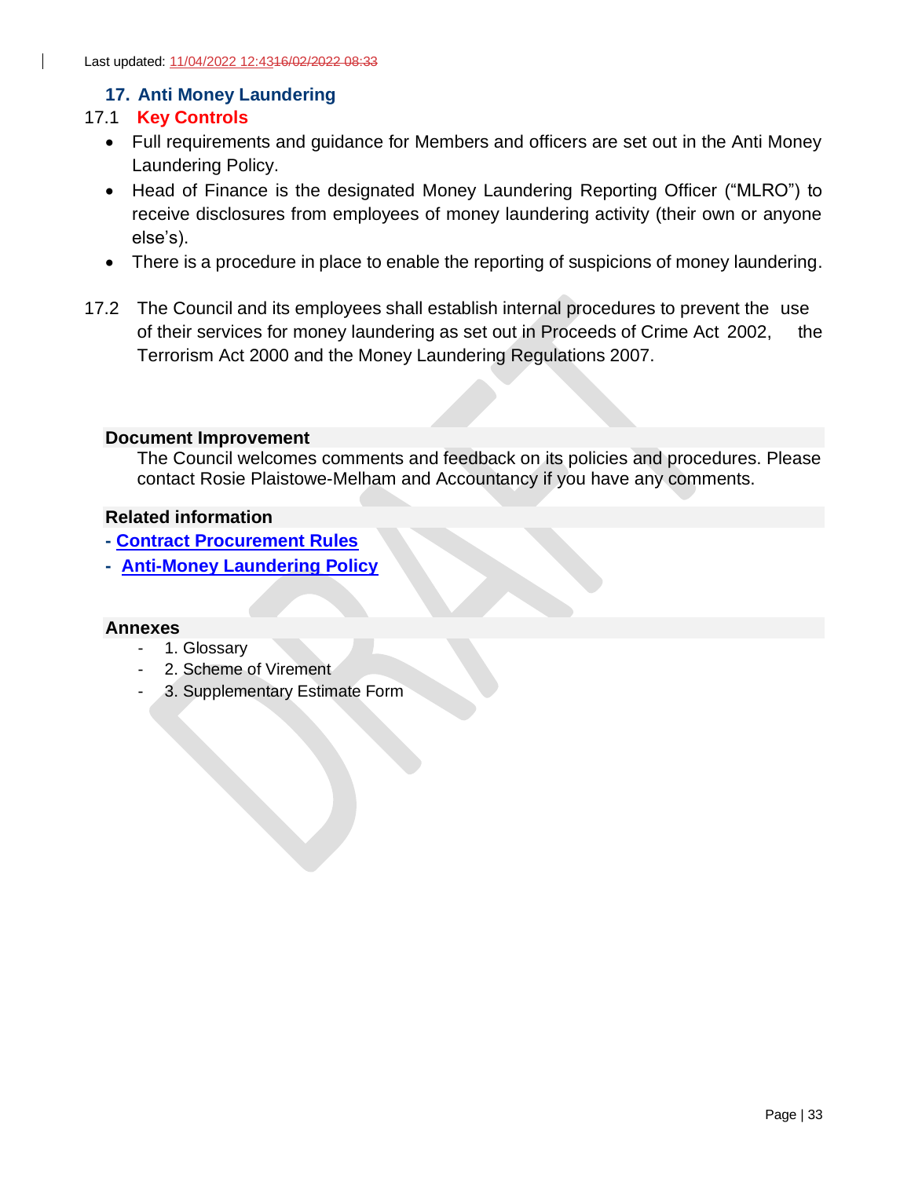Last updated: 11/04/2022 12:43~~16/02/2022 08:33~~

## 17. Anti Money Laundering

### 17.1 Key Controls

- Full requirements and guidance for Members and officers are set out in the Anti Money Laundering Policy.
- Head of Finance is the designated Money Laundering Reporting Officer ("MLRO") to receive disclosures from employees of money laundering activity (their own or anyone else's).
- There is a procedure in place to enable the reporting of suspicions of money laundering.

17.2 The Council and its employees shall establish internal procedures to prevent the use of their services for money laundering as set out in Proceeds of Crime Act 2002, the Terrorism Act 2000 and the Money Laundering Regulations 2007.

**Document Improvement**

The Council welcomes comments and feedback on its policies and procedures. Please contact Rosie Plaistowe-Melham and Accountancy if you have any comments.

**Related information**

- **Contract Procurement Rules**
- **Anti-Money Laundering Policy**

**Annexes**

- 1. Glossary
- 2. Scheme of Virement
- 3. Supplementary Estimate Form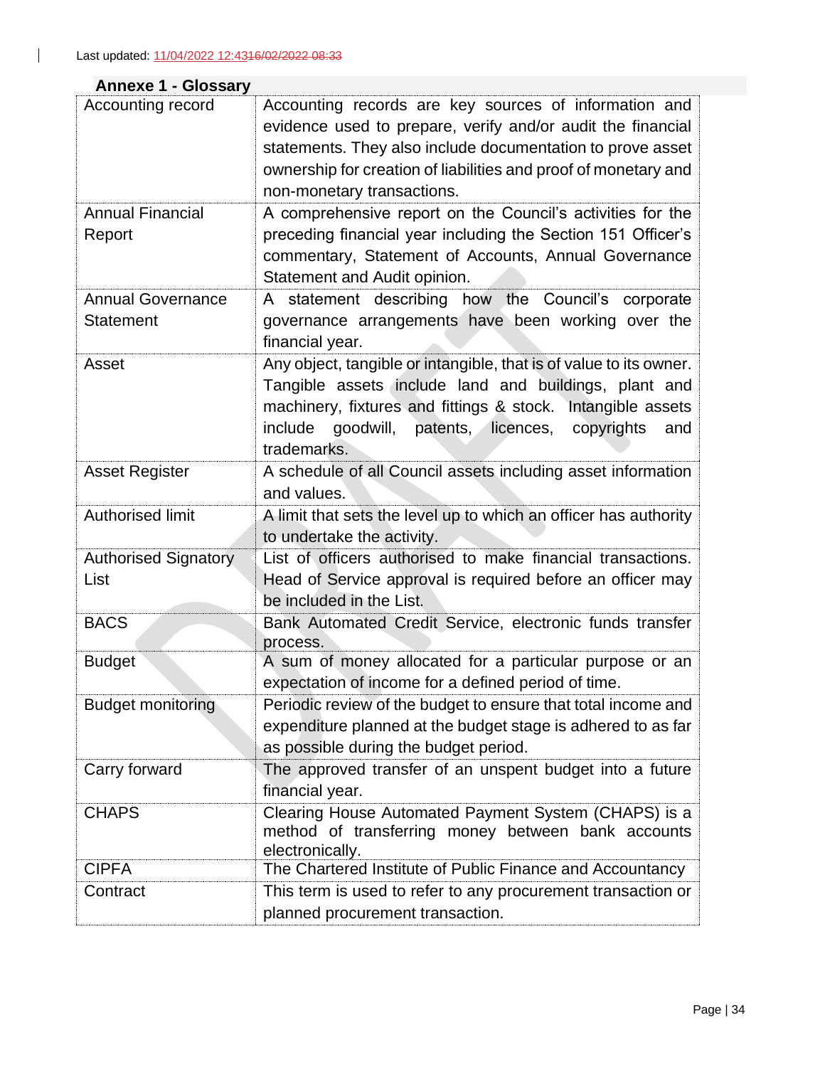Last updated: 11/04/2022 12:4316/02/2022 08:33

## Annexe 1 - Glossary

| Term | Definition |
|---|---|
| Accounting record | Accounting records are key sources of information and evidence used to prepare, verify and/or audit the financial statements. They also include documentation to prove asset ownership for creation of liabilities and proof of monetary and non-monetary transactions. |
| Annual Financial Report | A comprehensive report on the Council's activities for the preceding financial year including the Section 151 Officer's commentary, Statement of Accounts, Annual Governance Statement and Audit opinion. |
| Annual Governance Statement | A statement describing how the Council's corporate governance arrangements have been working over the financial year. |
| Asset | Any object, tangible or intangible, that is of value to its owner. Tangible assets include land and buildings, plant and machinery, fixtures and fittings & stock. Intangible assets include goodwill, patents, licences, copyrights and trademarks. |
| Asset Register | A schedule of all Council assets including asset information and values. |
| Authorised limit | A limit that sets the level up to which an officer has authority to undertake the activity. |
| Authorised Signatory List | List of officers authorised to make financial transactions. Head of Service approval is required before an officer may be included in the List. |
| BACS | Bank Automated Credit Service, electronic funds transfer process. |
| Budget | A sum of money allocated for a particular purpose or an expectation of income for a defined period of time. |
| Budget monitoring | Periodic review of the budget to ensure that total income and expenditure planned at the budget stage is adhered to as far as possible during the budget period. |
| Carry forward | The approved transfer of an unspent budget into a future financial year. |
| CHAPS | Clearing House Automated Payment System (CHAPS) is a method of transferring money between bank accounts electronically. |
| CIPFA | The Chartered Institute of Public Finance and Accountancy |
| Contract | This term is used to refer to any procurement transaction or planned procurement transaction. |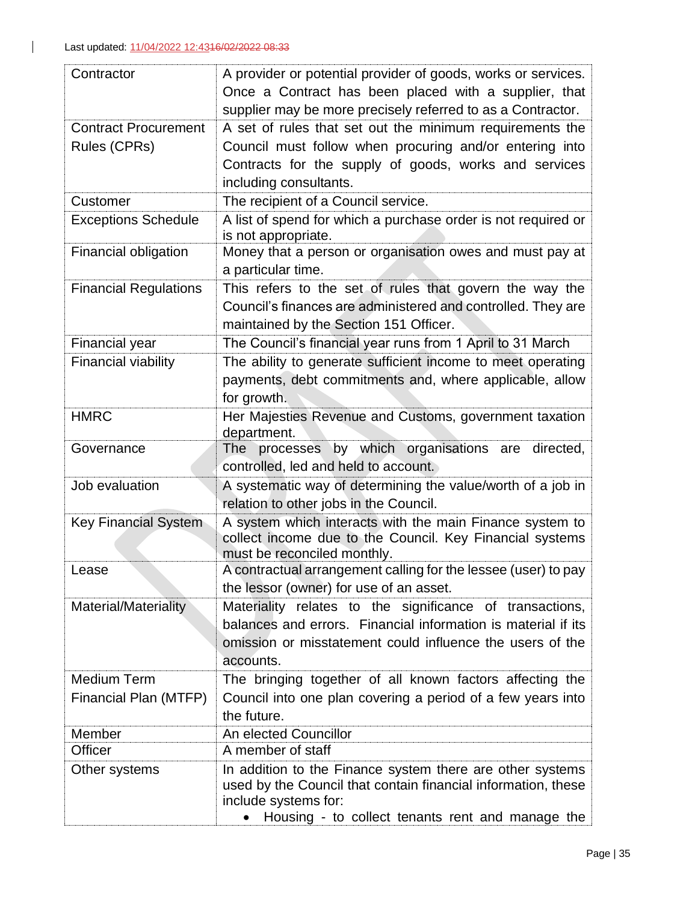| Term | Definition |
|---|---|
| Contractor | A provider or potential provider of goods, works or services. Once a Contract has been placed with a supplier, that supplier may be more precisely referred to as a Contractor. |
| Contract Procurement Rules (CPRs) | A set of rules that set out the minimum requirements the Council must follow when procuring and/or entering into Contracts for the supply of goods, works and services including consultants. |
| Customer | The recipient of a Council service. |
| Exceptions Schedule | A list of spend for which a purchase order is not required or is not appropriate. |
| Financial obligation | Money that a person or organisation owes and must pay at a particular time. |
| Financial Regulations | This refers to the set of rules that govern the way the Council's finances are administered and controlled. They are maintained by the Section 151 Officer. |
| Financial year | The Council's financial year runs from 1 April to 31 March |
| Financial viability | The ability to generate sufficient income to meet operating payments, debt commitments and, where applicable, allow for growth. |
| HMRC | Her Majesties Revenue and Customs, government taxation department. |
| Governance | The processes by which organisations are directed, controlled, led and held to account. |
| Job evaluation | A systematic way of determining the value/worth of a job in relation to other jobs in the Council. |
| Key Financial System | A system which interacts with the main Finance system to collect income due to the Council. Key Financial systems must be reconciled monthly. |
| Lease | A contractual arrangement calling for the lessee (user) to pay the lessor (owner) for use of an asset. |
| Material/Materiality | Materiality relates to the significance of transactions, balances and errors. Financial information is material if its omission or misstatement could influence the users of the accounts. |
| Medium Term Financial Plan (MTFP) | The bringing together of all known factors affecting the Council into one plan covering a period of a few years into the future. |
| Member | An elected Councillor |
| Officer | A member of staff |
| Other systems | In addition to the Finance system there are other systems used by the Council that contain financial information, these include systems for:<br>• Housing - to collect tenants rent and manage the |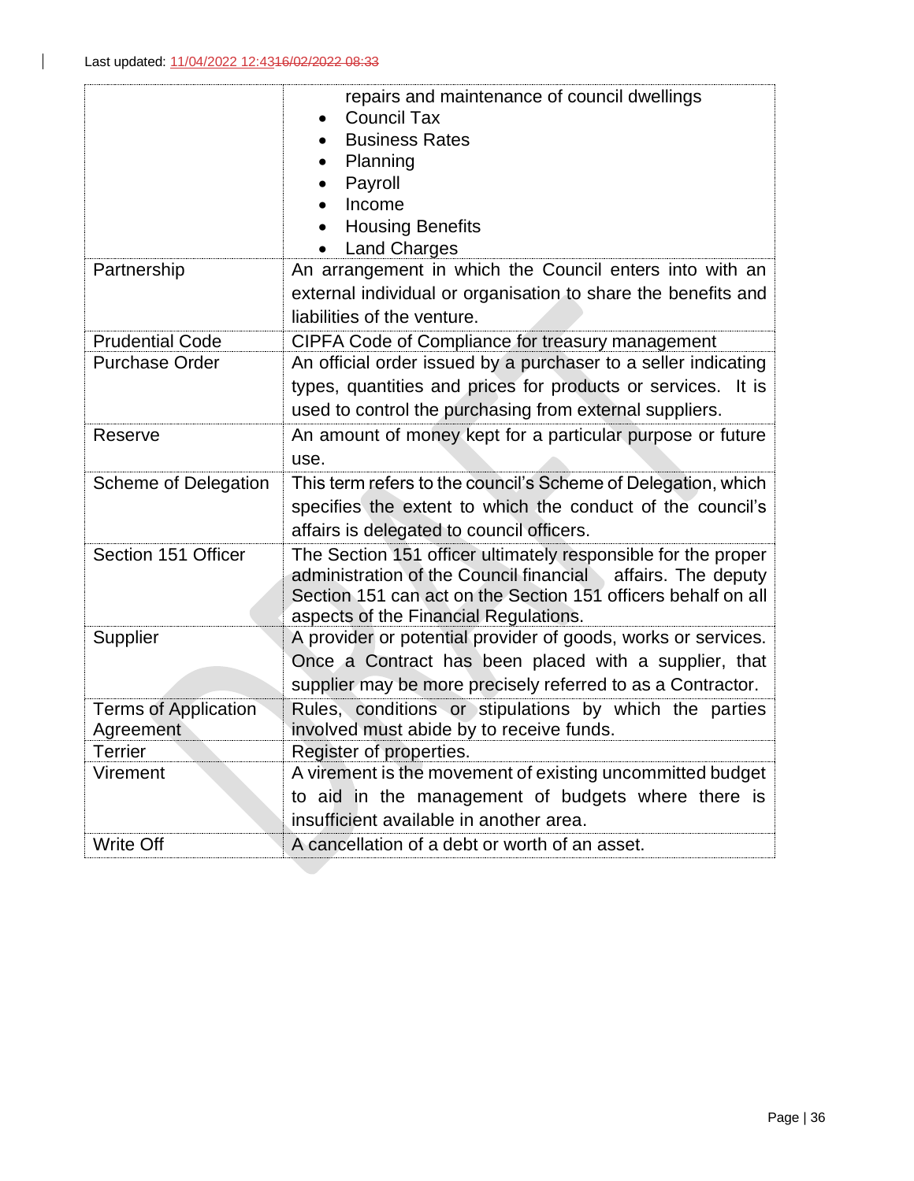| | |
|---|---|
| | repairs and maintenance of council dwellings<br>• Council Tax<br>• Business Rates<br>• Planning<br>• Payroll<br>• Income<br>• Housing Benefits<br>• Land Charges |
| Partnership | An arrangement in which the Council enters into with an external individual or organisation to share the benefits and liabilities of the venture. |
| Prudential Code | CIPFA Code of Compliance for treasury management |
| Purchase Order | An official order issued by a purchaser to a seller indicating types, quantities and prices for products or services. It is used to control the purchasing from external suppliers. |
| Reserve | An amount of money kept for a particular purpose or future use. |
| Scheme of Delegation | This term refers to the council's Scheme of Delegation, which specifies the extent to which the conduct of the council's affairs is delegated to council officers. |
| Section 151 Officer | The Section 151 officer ultimately responsible for the proper administration of the Council financial affairs. The deputy Section 151 can act on the Section 151 officers behalf on all aspects of the Financial Regulations. |
| Supplier | A provider or potential provider of goods, works or services. Once a Contract has been placed with a supplier, that supplier may be more precisely referred to as a Contractor. |
| Terms of Application Agreement | Rules, conditions or stipulations by which the parties involved must abide by to receive funds. |
| Terrier | Register of properties. |
| Virement | A virement is the movement of existing uncommitted budget to aid in the management of budgets where there is insufficient available in another area. |
| Write Off | A cancellation of a debt or worth of an asset. |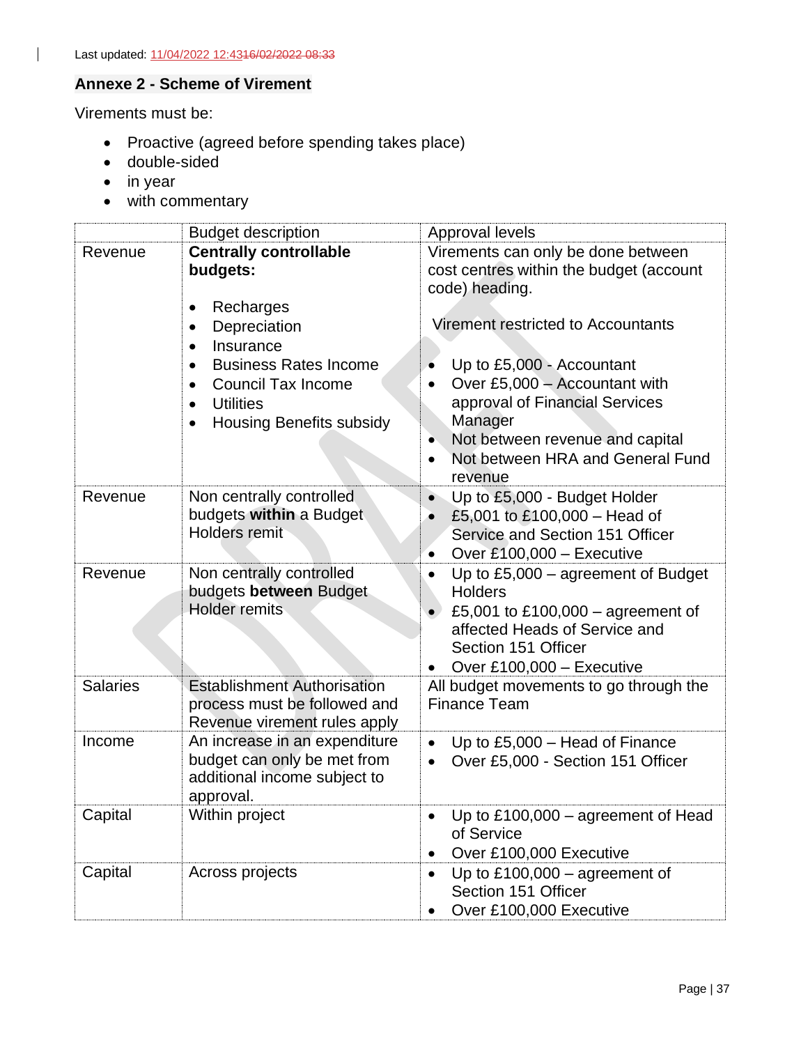Last updated: 11/04/2022 12:4316/02/2022 08:33

## Annexe 2 - Scheme of Virement

Virements must be:

- Proactive (agreed before spending takes place)
- double-sided
- in year
- with commentary

| | Budget description | Approval levels |
|---|---|---|
| Revenue | **Centrally controllable budgets:**<br>• Recharges<br>• Depreciation<br>• Insurance<br>• Business Rates Income<br>• Council Tax Income<br>• Utilities<br>• Housing Benefits subsidy | Virements can only be done between cost centres within the budget (account code) heading.<br><br>Virement restricted to Accountants<br><br>• Up to £5,000 - Accountant<br>• Over £5,000 – Accountant with approval of Financial Services Manager<br>• Not between revenue and capital<br>• Not between HRA and General Fund revenue |
| Revenue | Non centrally controlled budgets **within** a Budget Holders remit | • Up to £5,000 - Budget Holder<br>• £5,001 to £100,000 – Head of Service and Section 151 Officer<br>• Over £100,000 – Executive |
| Revenue | Non centrally controlled budgets **between** Budget Holder remits | • Up to £5,000 – agreement of Budget Holders<br>• £5,001 to £100,000 – agreement of affected Heads of Service and Section 151 Officer<br>• Over £100,000 – Executive |
| Salaries | Establishment Authorisation process must be followed and Revenue virement rules apply | All budget movements to go through the Finance Team |
| Income | An increase in an expenditure budget can only be met from additional income subject to approval. | • Up to £5,000 – Head of Finance<br>• Over £5,000 - Section 151 Officer |
| Capital | Within project | • Up to £100,000 – agreement of Head of Service<br>• Over £100,000 Executive |
| Capital | Across projects | • Up to £100,000 – agreement of Section 151 Officer<br>• Over £100,000 Executive |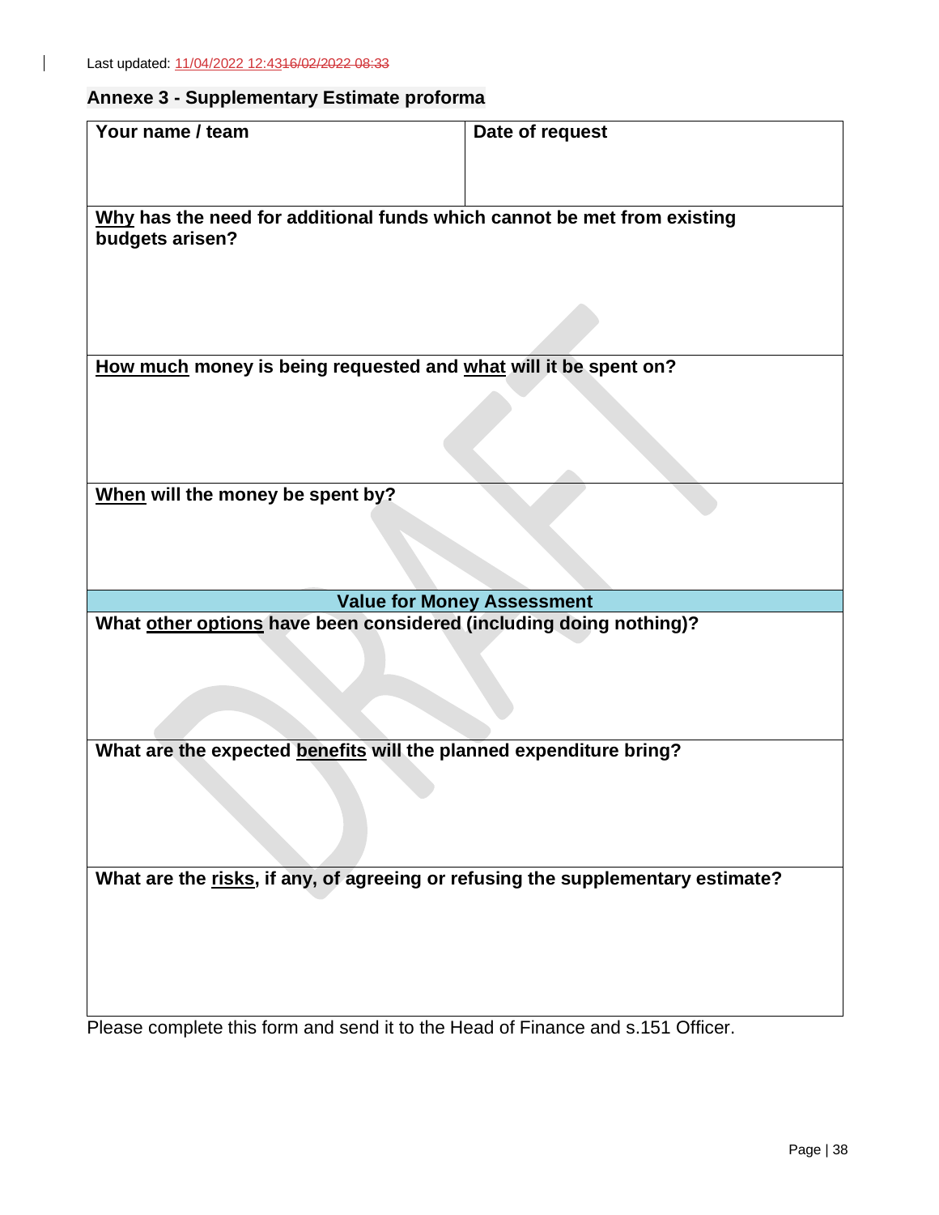Last updated: 11/04/2022 12:4316/02/2022 08:33

## Annexe 3 - Supplementary Estimate proforma

| Your name / team | Date of request |
|---|---|
| **Why has the need for additional funds which cannot be met from existing budgets arisen?** | |
| **How much money is being requested and what will it be spent on?** | |
| **When will the money be spent by?** | |
| **Value for Money Assessment** | |
| **What other options have been considered (including doing nothing)?** | |
| **What are the expected benefits will the planned expenditure bring?** | |
| **What are the risks, if any, of agreeing or refusing the supplementary estimate?** | |

Please complete this form and send it to the Head of Finance and s.151 Officer.